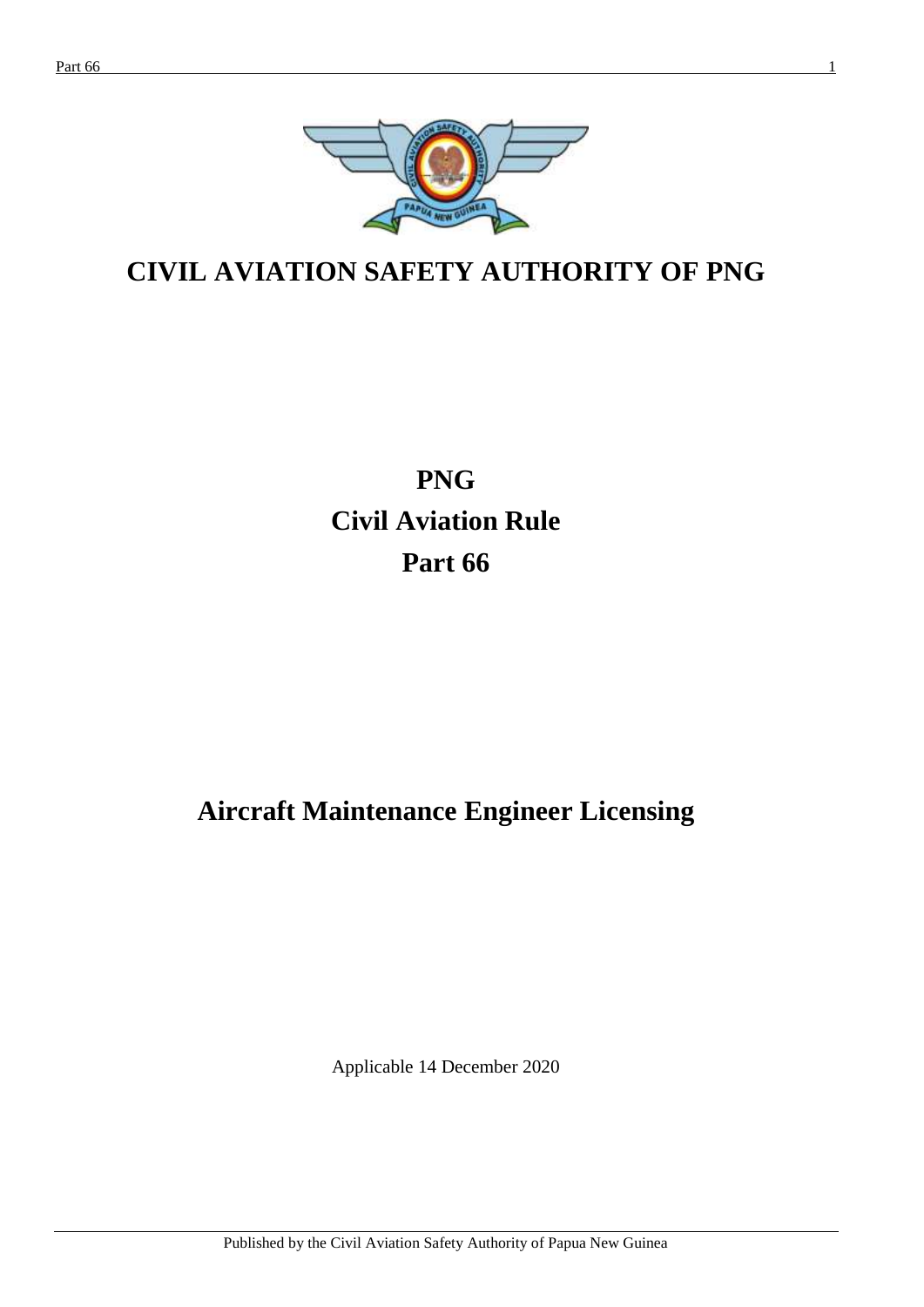# CIVIL AVIATION SAFETY AUTHORITY OF PNG

# PNG
# Civil Aviation Rule
# Part 66

## Aircraft Maintenance Engineer Licensing

Applicable 14 December 2020

Published by the Civil Aviation Safety Authority of Papua New Guinea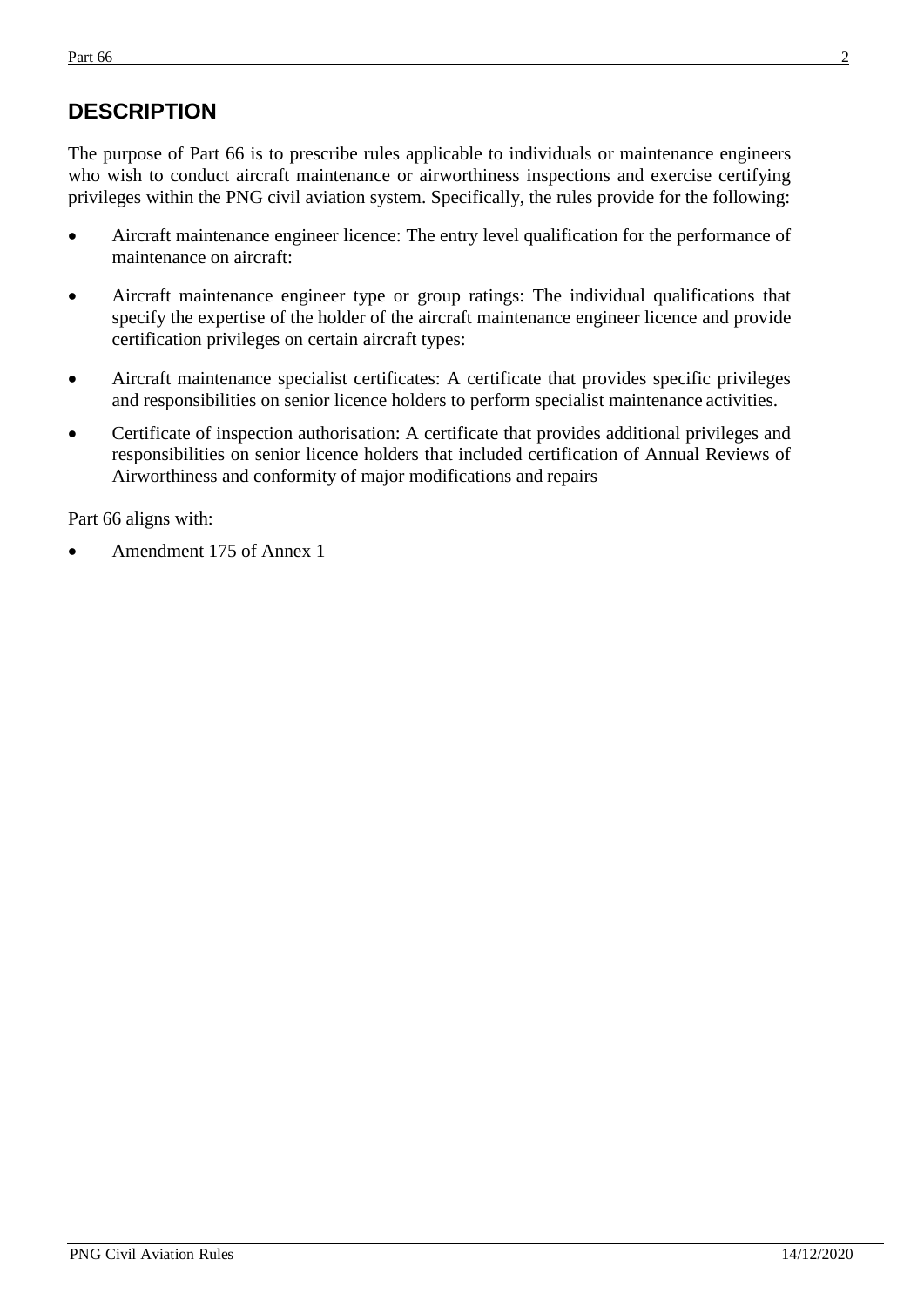## DESCRIPTION

The purpose of Part 66 is to prescribe rules applicable to individuals or maintenance engineers who wish to conduct aircraft maintenance or airworthiness inspections and exercise certifying privileges within the PNG civil aviation system. Specifically, the rules provide for the following:

- Aircraft maintenance engineer licence: The entry level qualification for the performance of maintenance on aircraft:
- Aircraft maintenance engineer type or group ratings: The individual qualifications that specify the expertise of the holder of the aircraft maintenance engineer licence and provide certification privileges on certain aircraft types:
- Aircraft maintenance specialist certificates: A certificate that provides specific privileges and responsibilities on senior licence holders to perform specialist maintenance activities.
- Certificate of inspection authorisation: A certificate that provides additional privileges and responsibilities on senior licence holders that included certification of Annual Reviews of Airworthiness and conformity of major modifications and repairs

Part 66 aligns with:

- Amendment 175 of Annex 1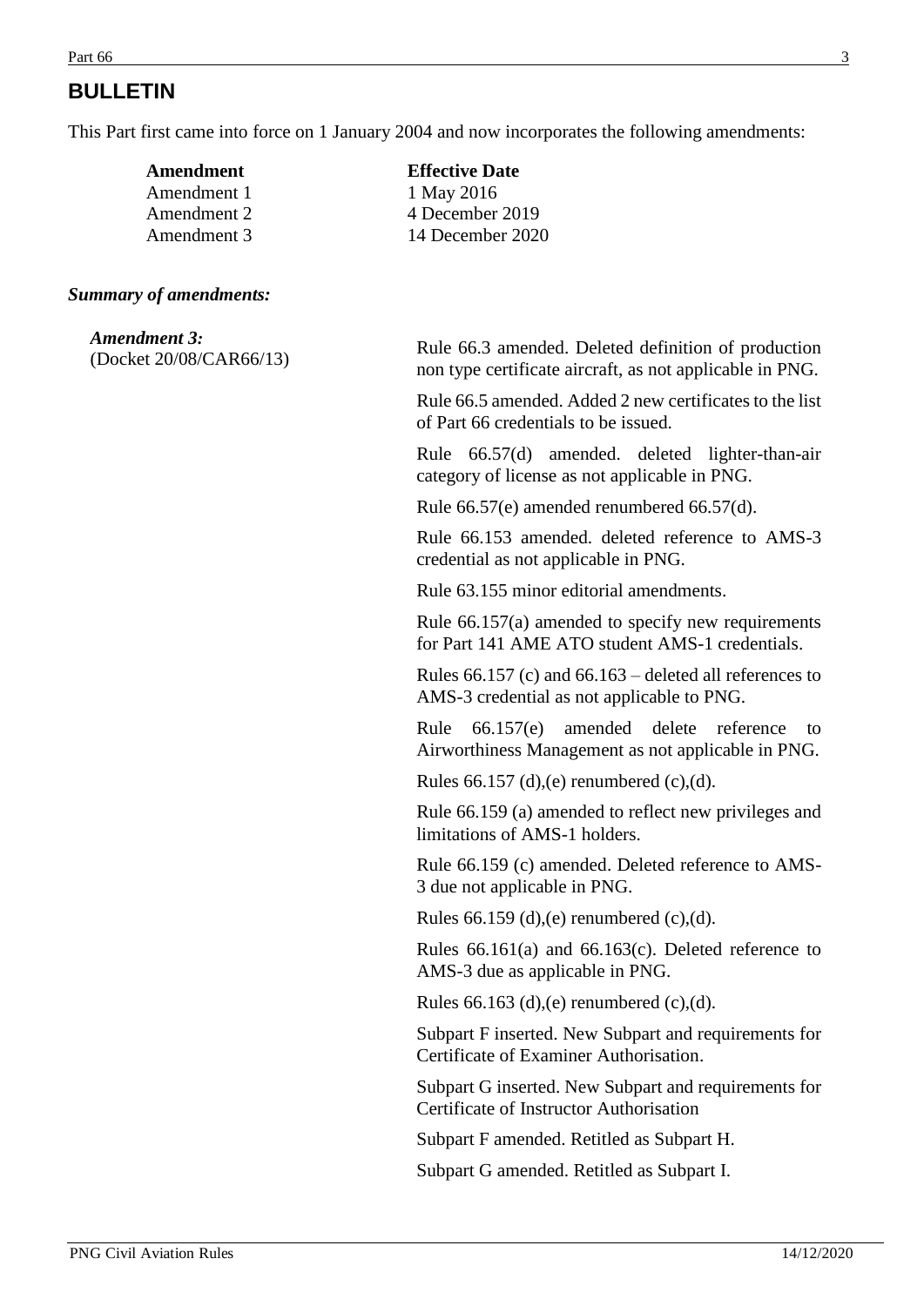# BULLETIN

This Part first came into force on 1 January 2004 and now incorporates the following amendments:

| **Amendment** | **Effective Date** |
| --- | --- |
| Amendment 1 | 1 May 2016 |
| Amendment 2 | 4 December 2019 |
| Amendment 3 | 14 December 2020 |

***Summary of amendments:***

***Amendment 3:***
(Docket 20/08/CAR66/13)

Rule 66.3 amended. Deleted definition of production non type certificate aircraft, as not applicable in PNG.

Rule 66.5 amended. Added 2 new certificates to the list of Part 66 credentials to be issued.

Rule 66.57(d) amended. deleted lighter-than-air category of license as not applicable in PNG.

Rule 66.57(e) amended renumbered 66.57(d).

Rule 66.153 amended. deleted reference to AMS-3 credential as not applicable in PNG.

Rule 63.155 minor editorial amendments.

Rule 66.157(a) amended to specify new requirements for Part 141 AME ATO student AMS-1 credentials.

Rules 66.157 (c) and 66.163 – deleted all references to AMS-3 credential as not applicable to PNG.

Rule 66.157(e) amended delete reference to Airworthiness Management as not applicable in PNG.

Rules 66.157 (d),(e) renumbered (c),(d).

Rule 66.159 (a) amended to reflect new privileges and limitations of AMS-1 holders.

Rule 66.159 (c) amended. Deleted reference to AMS-3 due not applicable in PNG.

Rules 66.159 (d),(e) renumbered (c),(d).

Rules 66.161(a) and 66.163(c). Deleted reference to AMS-3 due as applicable in PNG.

Rules 66.163 (d),(e) renumbered (c),(d).

Subpart F inserted. New Subpart and requirements for Certificate of Examiner Authorisation.

Subpart G inserted. New Subpart and requirements for Certificate of Instructor Authorisation

Subpart F amended. Retitled as Subpart H.

Subpart G amended. Retitled as Subpart I.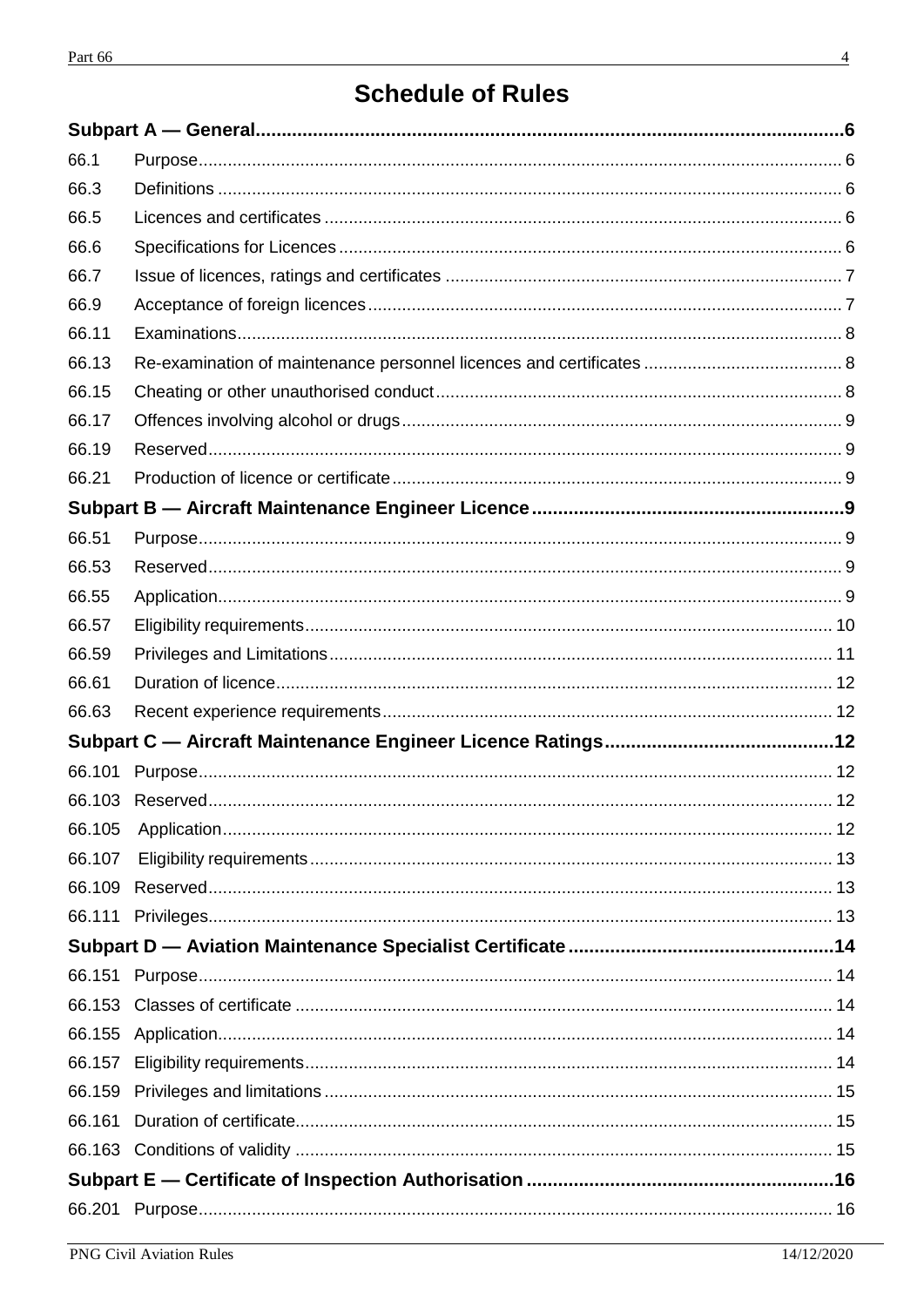# Schedule of Rules

**Subpart A — General** ..... 6

| | | |
|---|---|---|
| 66.1 | Purpose | 6 |
| 66.3 | Definitions | 6 |
| 66.5 | Licences and certificates | 6 |
| 66.6 | Specifications for Licences | 6 |
| 66.7 | Issue of licences, ratings and certificates | 7 |
| 66.9 | Acceptance of foreign licences | 7 |
| 66.11 | Examinations | 8 |
| 66.13 | Re-examination of maintenance personnel licences and certificates | 8 |
| 66.15 | Cheating or other unauthorised conduct | 8 |
| 66.17 | Offences involving alcohol or drugs | 9 |
| 66.19 | Reserved | 9 |
| 66.21 | Production of licence or certificate | 9 |

**Subpart B — Aircraft Maintenance Engineer Licence** ..... 9

| | | |
|---|---|---|
| 66.51 | Purpose | 9 |
| 66.53 | Reserved | 9 |
| 66.55 | Application | 9 |
| 66.57 | Eligibility requirements | 10 |
| 66.59 | Privileges and Limitations | 11 |
| 66.61 | Duration of licence | 12 |
| 66.63 | Recent experience requirements | 12 |

**Subpart C — Aircraft Maintenance Engineer Licence Ratings** ..... 12

| | | |
|---|---|---|
| 66.101 | Purpose | 12 |
| 66.103 | Reserved | 12 |
| 66.105 | Application | 12 |
| 66.107 | Eligibility requirements | 13 |
| 66.109 | Reserved | 13 |
| 66.111 | Privileges | 13 |

**Subpart D — Aviation Maintenance Specialist Certificate** ..... 14

| | | |
|---|---|---|
| 66.151 | Purpose | 14 |
| 66.153 | Classes of certificate | 14 |
| 66.155 | Application | 14 |
| 66.157 | Eligibility requirements | 14 |
| 66.159 | Privileges and limitations | 15 |
| 66.161 | Duration of certificate | 15 |
| 66.163 | Conditions of validity | 15 |

**Subpart E — Certificate of Inspection Authorisation** ..... 16

| | | |
|---|---|---|
| 66.201 | Purpose | 16 |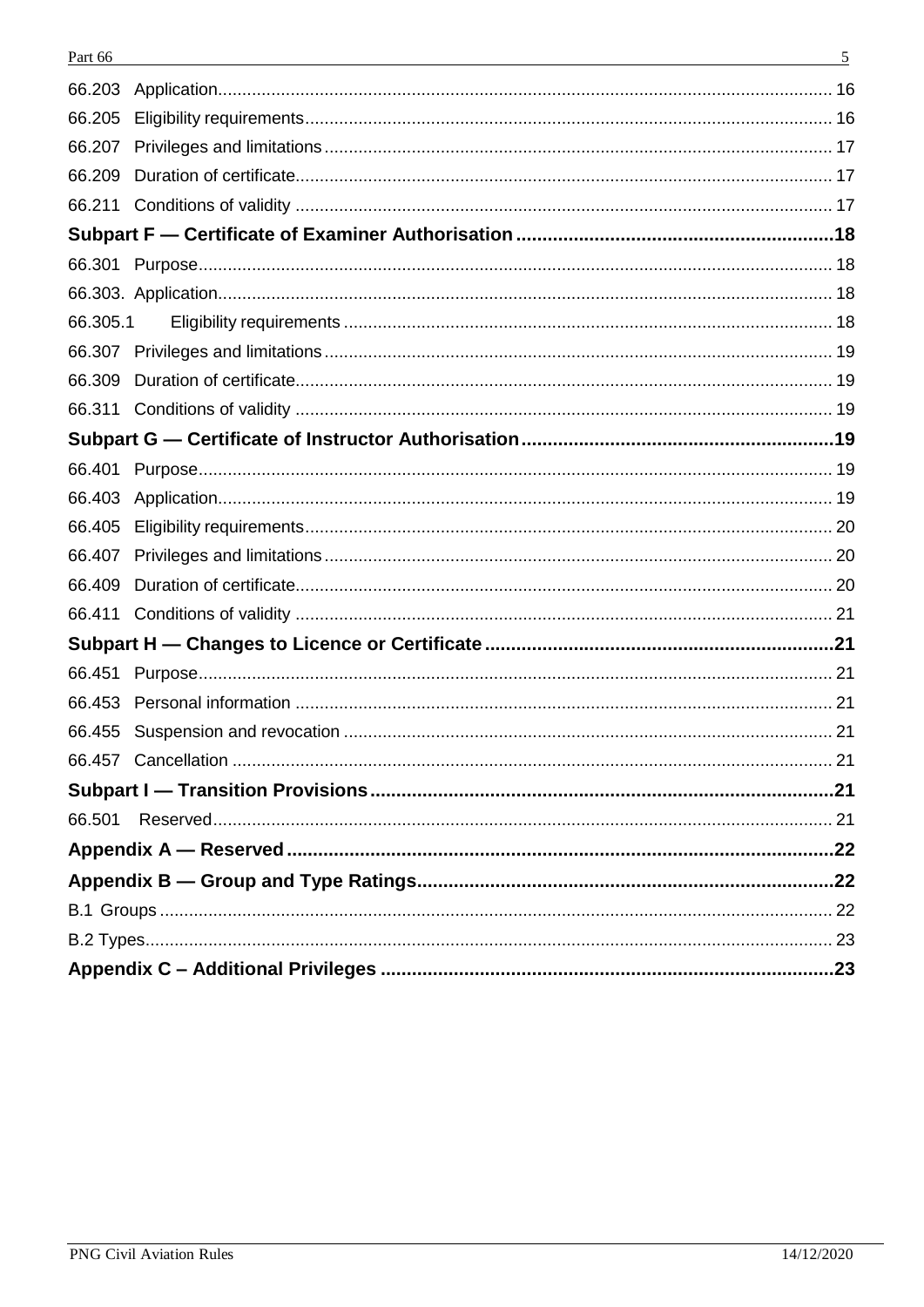66.203 Application ... 16

66.205 Eligibility requirements ... 16

66.207 Privileges and limitations ... 17

66.209 Duration of certificate ... 17

66.211 Conditions of validity ... 17

**Subpart F — Certificate of Examiner Authorisation ... 18**

66.301 Purpose ... 18

66.303. Application ... 18

66.305.1 Eligibility requirements ... 18

66.307 Privileges and limitations ... 19

66.309 Duration of certificate ... 19

66.311 Conditions of validity ... 19

**Subpart G — Certificate of Instructor Authorisation ... 19**

66.401 Purpose ... 19

66.403 Application ... 19

66.405 Eligibility requirements ... 20

66.407 Privileges and limitations ... 20

66.409 Duration of certificate ... 20

66.411 Conditions of validity ... 21

**Subpart H — Changes to Licence or Certificate ... 21**

66.451 Purpose ... 21

66.453 Personal information ... 21

66.455 Suspension and revocation ... 21

66.457 Cancellation ... 21

**Subpart I — Transition Provisions ... 21**

66.501 Reserved ... 21

**Appendix A — Reserved ... 22**

**Appendix B — Group and Type Ratings ... 22**

B.1 Groups ... 22

B.2 Types ... 23

**Appendix C – Additional Privileges ... 23**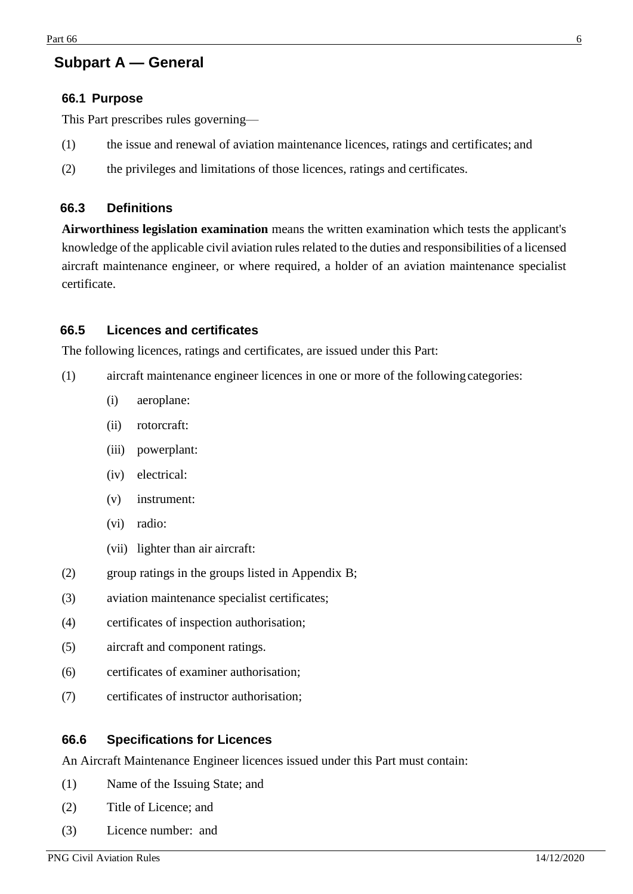## Subpart A — General

### 66.1 Purpose

This Part prescribes rules governing—

(1) the issue and renewal of aviation maintenance licences, ratings and certificates; and

(2) the privileges and limitations of those licences, ratings and certificates.

### 66.3 Definitions

**Airworthiness legislation examination** means the written examination which tests the applicant's knowledge of the applicable civil aviation rules related to the duties and responsibilities of a licensed aircraft maintenance engineer, or where required, a holder of an aviation maintenance specialist certificate.

### 66.5 Licences and certificates

The following licences, ratings and certificates, are issued under this Part:

(1) aircraft maintenance engineer licences in one or more of the following categories:

- (i) aeroplane:
- (ii) rotorcraft:
- (iii) powerplant:
- (iv) electrical:
- (v) instrument:
- (vi) radio:
- (vii) lighter than air aircraft:

(2) group ratings in the groups listed in Appendix B;

(3) aviation maintenance specialist certificates;

(4) certificates of inspection authorisation;

(5) aircraft and component ratings.

(6) certificates of examiner authorisation;

(7) certificates of instructor authorisation;

### 66.6 Specifications for Licences

An Aircraft Maintenance Engineer licences issued under this Part must contain:

(1) Name of the Issuing State; and

(2) Title of Licence; and

(3) Licence number: and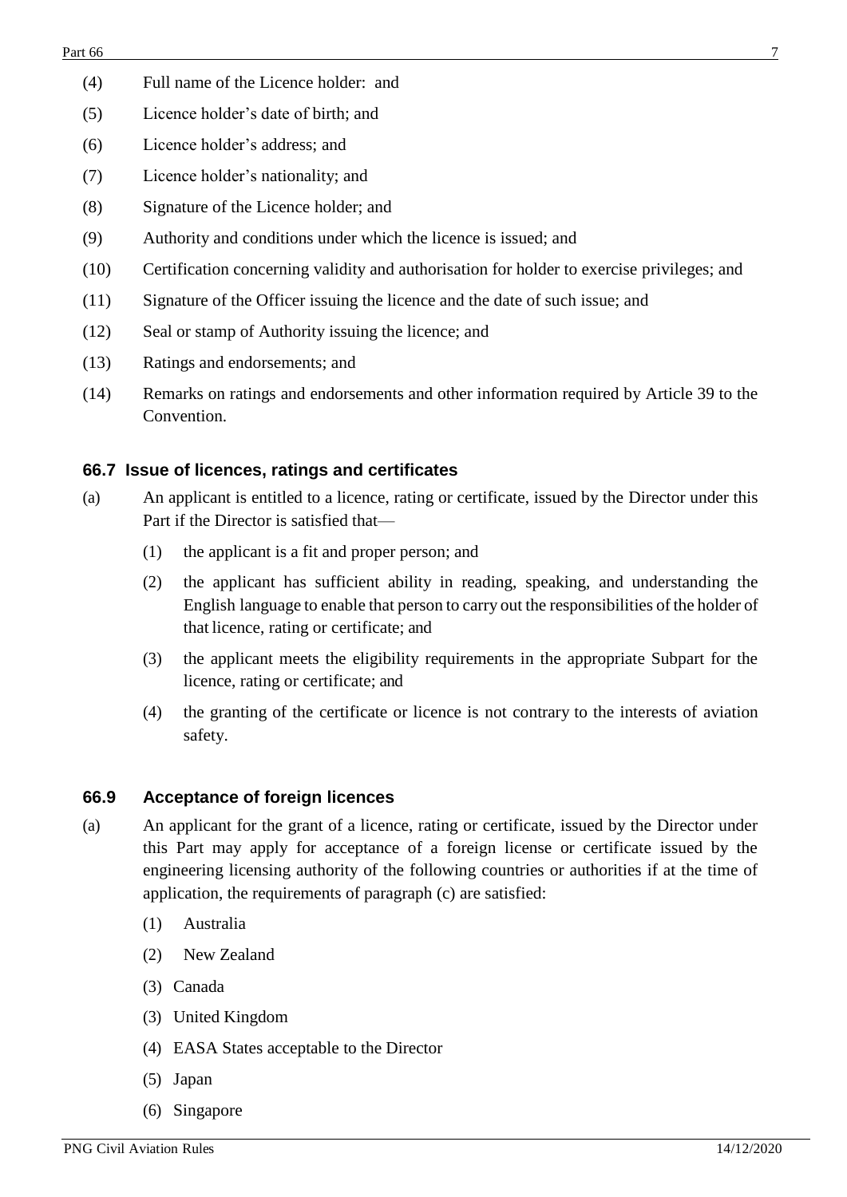(4) Full name of the Licence holder: and

(5) Licence holder's date of birth; and

(6) Licence holder's address; and

(7) Licence holder's nationality; and

(8) Signature of the Licence holder; and

(9) Authority and conditions under which the licence is issued; and

(10) Certification concerning validity and authorisation for holder to exercise privileges; and

(11) Signature of the Officer issuing the licence and the date of such issue; and

(12) Seal or stamp of Authority issuing the licence; and

(13) Ratings and endorsements; and

(14) Remarks on ratings and endorsements and other information required by Article 39 to the Convention.

### 66.7 Issue of licences, ratings and certificates

(a) An applicant is entitled to a licence, rating or certificate, issued by the Director under this Part if the Director is satisfied that—

(1) the applicant is a fit and proper person; and

(2) the applicant has sufficient ability in reading, speaking, and understanding the English language to enable that person to carry out the responsibilities of the holder of that licence, rating or certificate; and

(3) the applicant meets the eligibility requirements in the appropriate Subpart for the licence, rating or certificate; and

(4) the granting of the certificate or licence is not contrary to the interests of aviation safety.

### 66.9 Acceptance of foreign licences

(a) An applicant for the grant of a licence, rating or certificate, issued by the Director under this Part may apply for acceptance of a foreign license or certificate issued by the engineering licensing authority of the following countries or authorities if at the time of application, the requirements of paragraph (c) are satisfied:

(1) Australia

(2) New Zealand

(3) Canada

(3) United Kingdom

(4) EASA States acceptable to the Director

(5) Japan

(6) Singapore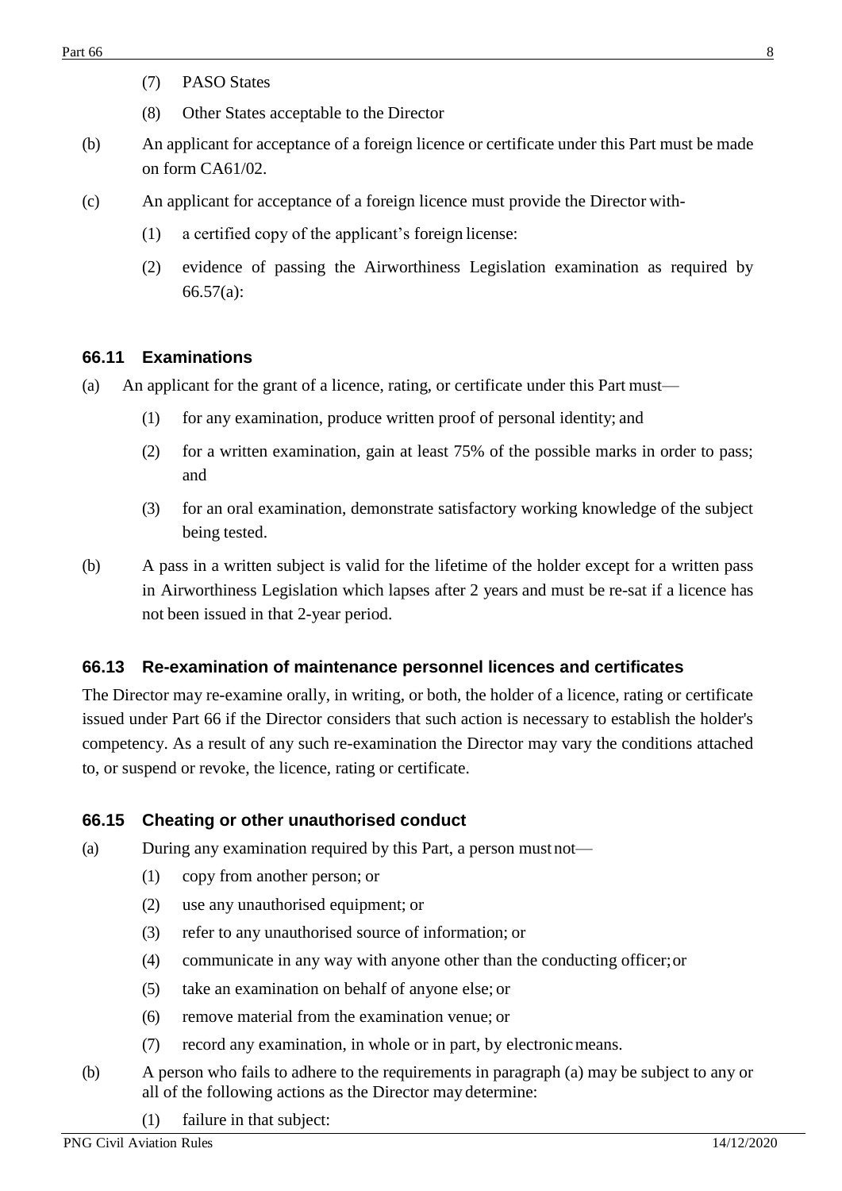(7) PASO States

(8) Other States acceptable to the Director

(b) An applicant for acceptance of a foreign licence or certificate under this Part must be made on form CA61/02.

(c) An applicant for acceptance of a foreign licence must provide the Director with-

(1) a certified copy of the applicant's foreign license:

(2) evidence of passing the Airworthiness Legislation examination as required by 66.57(a):

### 66.11 Examinations

(a) An applicant for the grant of a licence, rating, or certificate under this Part must—

(1) for any examination, produce written proof of personal identity; and

(2) for a written examination, gain at least 75% of the possible marks in order to pass; and

(3) for an oral examination, demonstrate satisfactory working knowledge of the subject being tested.

(b) A pass in a written subject is valid for the lifetime of the holder except for a written pass in Airworthiness Legislation which lapses after 2 years and must be re-sat if a licence has not been issued in that 2-year period.

### 66.13 Re-examination of maintenance personnel licences and certificates

The Director may re-examine orally, in writing, or both, the holder of a licence, rating or certificate issued under Part 66 if the Director considers that such action is necessary to establish the holder's competency. As a result of any such re-examination the Director may vary the conditions attached to, or suspend or revoke, the licence, rating or certificate.

### 66.15 Cheating or other unauthorised conduct

(a) During any examination required by this Part, a person must not—

(1) copy from another person; or

(2) use any unauthorised equipment; or

(3) refer to any unauthorised source of information; or

(4) communicate in any way with anyone other than the conducting officer; or

(5) take an examination on behalf of anyone else; or

(6) remove material from the examination venue; or

(7) record any examination, in whole or in part, by electronic means.

(b) A person who fails to adhere to the requirements in paragraph (a) may be subject to any or all of the following actions as the Director may determine:

(1) failure in that subject: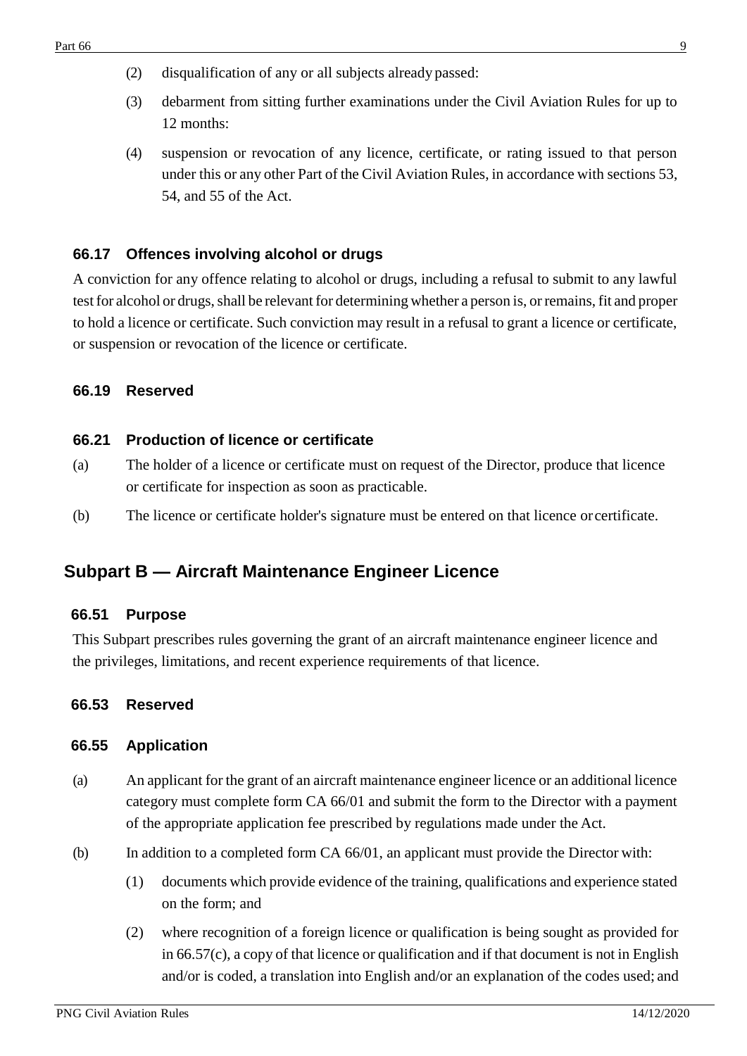(2) disqualification of any or all subjects already passed:

(3) debarment from sitting further examinations under the Civil Aviation Rules for up to 12 months:

(4) suspension or revocation of any licence, certificate, or rating issued to that person under this or any other Part of the Civil Aviation Rules, in accordance with sections 53, 54, and 55 of the Act.

### 66.17 Offences involving alcohol or drugs

A conviction for any offence relating to alcohol or drugs, including a refusal to submit to any lawful test for alcohol or drugs, shall be relevant for determining whether a person is, or remains, fit and proper to hold a licence or certificate. Such conviction may result in a refusal to grant a licence or certificate, or suspension or revocation of the licence or certificate.

### 66.19 Reserved

### 66.21 Production of licence or certificate

(a) The holder of a licence or certificate must on request of the Director, produce that licence or certificate for inspection as soon as practicable.

(b) The licence or certificate holder's signature must be entered on that licence or certificate.

## Subpart B — Aircraft Maintenance Engineer Licence

### 66.51 Purpose

This Subpart prescribes rules governing the grant of an aircraft maintenance engineer licence and the privileges, limitations, and recent experience requirements of that licence.

### 66.53 Reserved

### 66.55 Application

(a) An applicant for the grant of an aircraft maintenance engineer licence or an additional licence category must complete form CA 66/01 and submit the form to the Director with a payment of the appropriate application fee prescribed by regulations made under the Act.

(b) In addition to a completed form CA 66/01, an applicant must provide the Director with:

(1) documents which provide evidence of the training, qualifications and experience stated on the form; and

(2) where recognition of a foreign licence or qualification is being sought as provided for in 66.57(c), a copy of that licence or qualification and if that document is not in English and/or is coded, a translation into English and/or an explanation of the codes used; and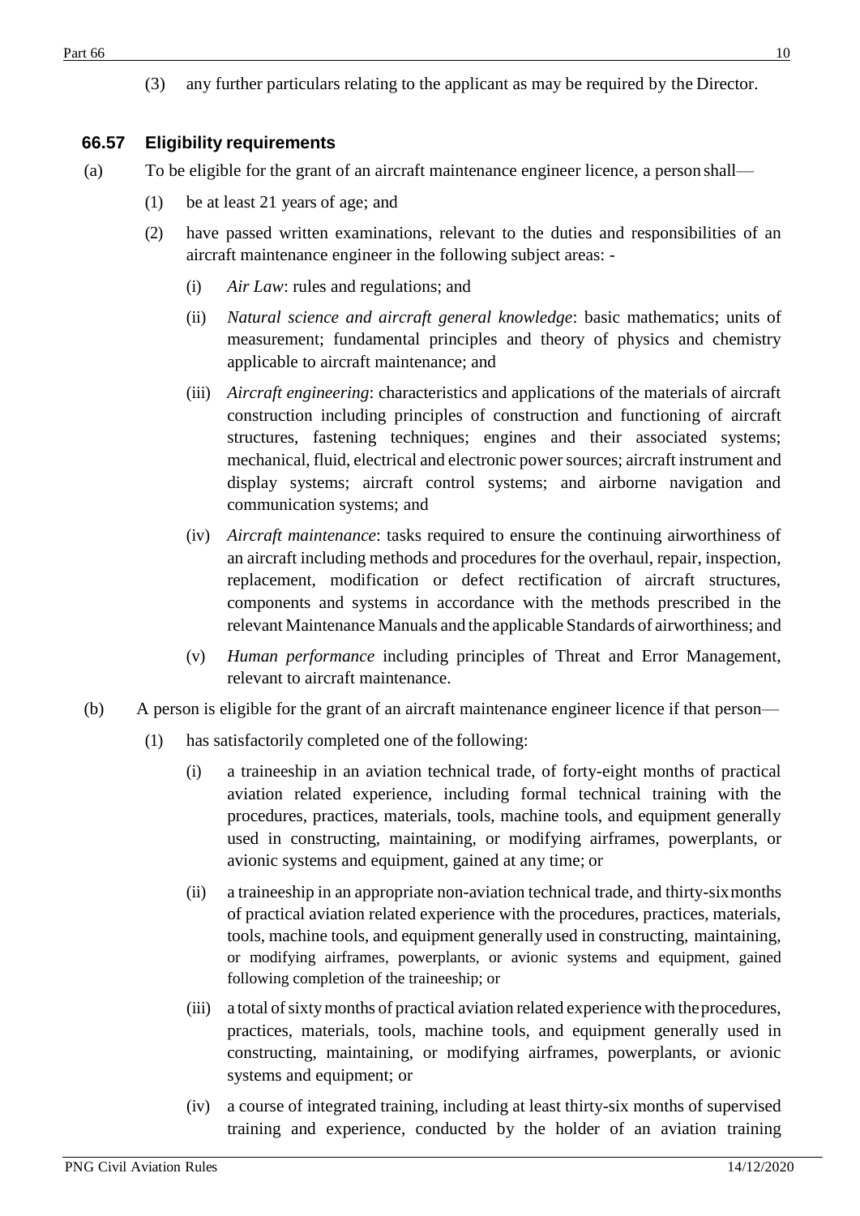(3) any further particulars relating to the applicant as may be required by the Director.

### 66.57 Eligibility requirements

(a) To be eligible for the grant of an aircraft maintenance engineer licence, a person shall—

(1) be at least 21 years of age; and

(2) have passed written examinations, relevant to the duties and responsibilities of an aircraft maintenance engineer in the following subject areas: -

(i) *Air Law*: rules and regulations; and

(ii) *Natural science and aircraft general knowledge*: basic mathematics; units of measurement; fundamental principles and theory of physics and chemistry applicable to aircraft maintenance; and

(iii) *Aircraft engineering*: characteristics and applications of the materials of aircraft construction including principles of construction and functioning of aircraft structures, fastening techniques; engines and their associated systems; mechanical, fluid, electrical and electronic power sources; aircraft instrument and display systems; aircraft control systems; and airborne navigation and communication systems; and

(iv) *Aircraft maintenance*: tasks required to ensure the continuing airworthiness of an aircraft including methods and procedures for the overhaul, repair, inspection, replacement, modification or defect rectification of aircraft structures, components and systems in accordance with the methods prescribed in the relevant Maintenance Manuals and the applicable Standards of airworthiness; and

(v) *Human performance* including principles of Threat and Error Management, relevant to aircraft maintenance.

(b) A person is eligible for the grant of an aircraft maintenance engineer licence if that person—

(1) has satisfactorily completed one of the following:

(i) a traineeship in an aviation technical trade, of forty-eight months of practical aviation related experience, including formal technical training with the procedures, practices, materials, tools, machine tools, and equipment generally used in constructing, maintaining, or modifying airframes, powerplants, or avionic systems and equipment, gained at any time; or

(ii) a traineeship in an appropriate non-aviation technical trade, and thirty-six months of practical aviation related experience with the procedures, practices, materials, tools, machine tools, and equipment generally used in constructing, maintaining, or modifying airframes, powerplants, or avionic systems and equipment, gained following completion of the traineeship; or

(iii) a total of sixty months of practical aviation related experience with the procedures, practices, materials, tools, machine tools, and equipment generally used in constructing, maintaining, or modifying airframes, powerplants, or avionic systems and equipment; or

(iv) a course of integrated training, including at least thirty-six months of supervised training and experience, conducted by the holder of an aviation training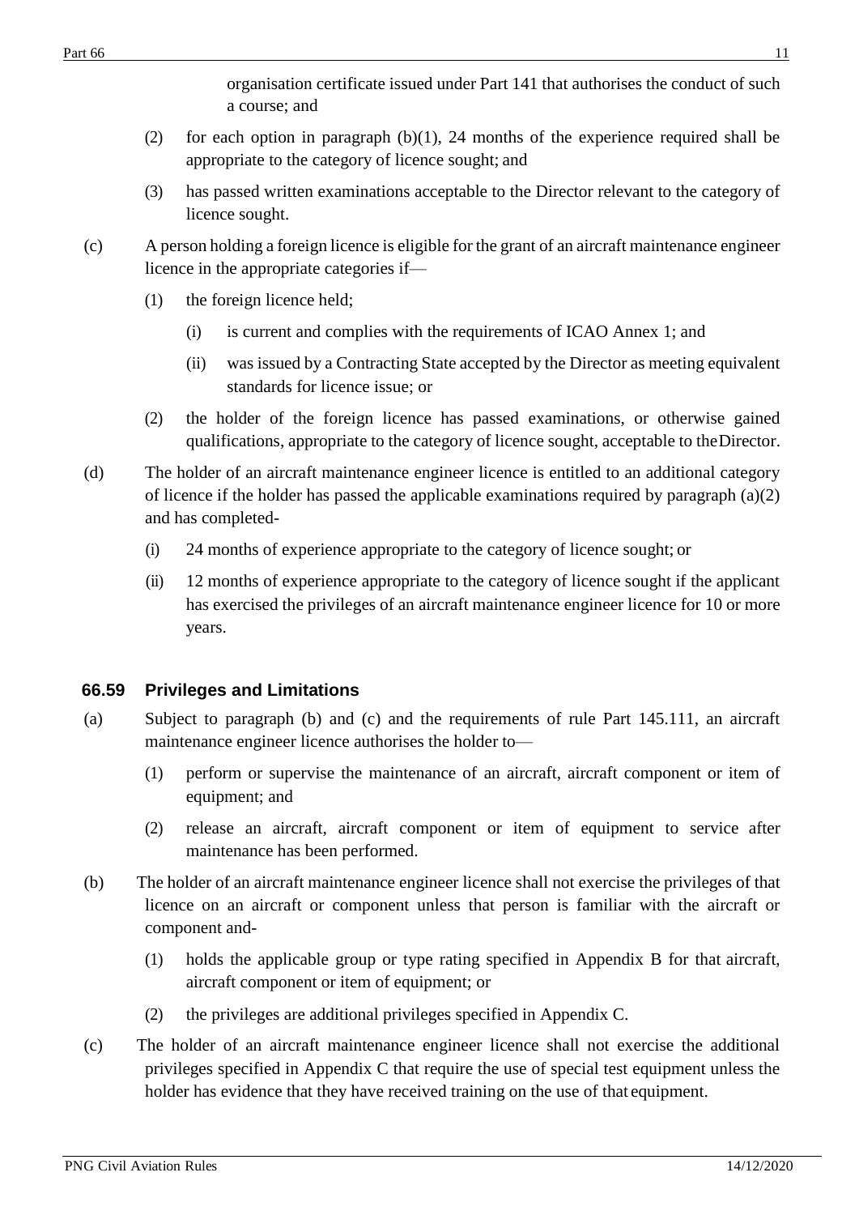organisation certificate issued under Part 141 that authorises the conduct of such a course; and

(2) for each option in paragraph (b)(1), 24 months of the experience required shall be appropriate to the category of licence sought; and

(3) has passed written examinations acceptable to the Director relevant to the category of licence sought.

(c) A person holding a foreign licence is eligible for the grant of an aircraft maintenance engineer licence in the appropriate categories if—

(1) the foreign licence held;

(i) is current and complies with the requirements of ICAO Annex 1; and

(ii) was issued by a Contracting State accepted by the Director as meeting equivalent standards for licence issue; or

(2) the holder of the foreign licence has passed examinations, or otherwise gained qualifications, appropriate to the category of licence sought, acceptable to the Director.

(d) The holder of an aircraft maintenance engineer licence is entitled to an additional category of licence if the holder has passed the applicable examinations required by paragraph (a)(2) and has completed-

(i) 24 months of experience appropriate to the category of licence sought; or

(ii) 12 months of experience appropriate to the category of licence sought if the applicant has exercised the privileges of an aircraft maintenance engineer licence for 10 or more years.

### 66.59 Privileges and Limitations

(a) Subject to paragraph (b) and (c) and the requirements of rule Part 145.111, an aircraft maintenance engineer licence authorises the holder to—

(1) perform or supervise the maintenance of an aircraft, aircraft component or item of equipment; and

(2) release an aircraft, aircraft component or item of equipment to service after maintenance has been performed.

(b) The holder of an aircraft maintenance engineer licence shall not exercise the privileges of that licence on an aircraft or component unless that person is familiar with the aircraft or component and-

(1) holds the applicable group or type rating specified in Appendix B for that aircraft, aircraft component or item of equipment; or

(2) the privileges are additional privileges specified in Appendix C.

(c) The holder of an aircraft maintenance engineer licence shall not exercise the additional privileges specified in Appendix C that require the use of special test equipment unless the holder has evidence that they have received training on the use of that equipment.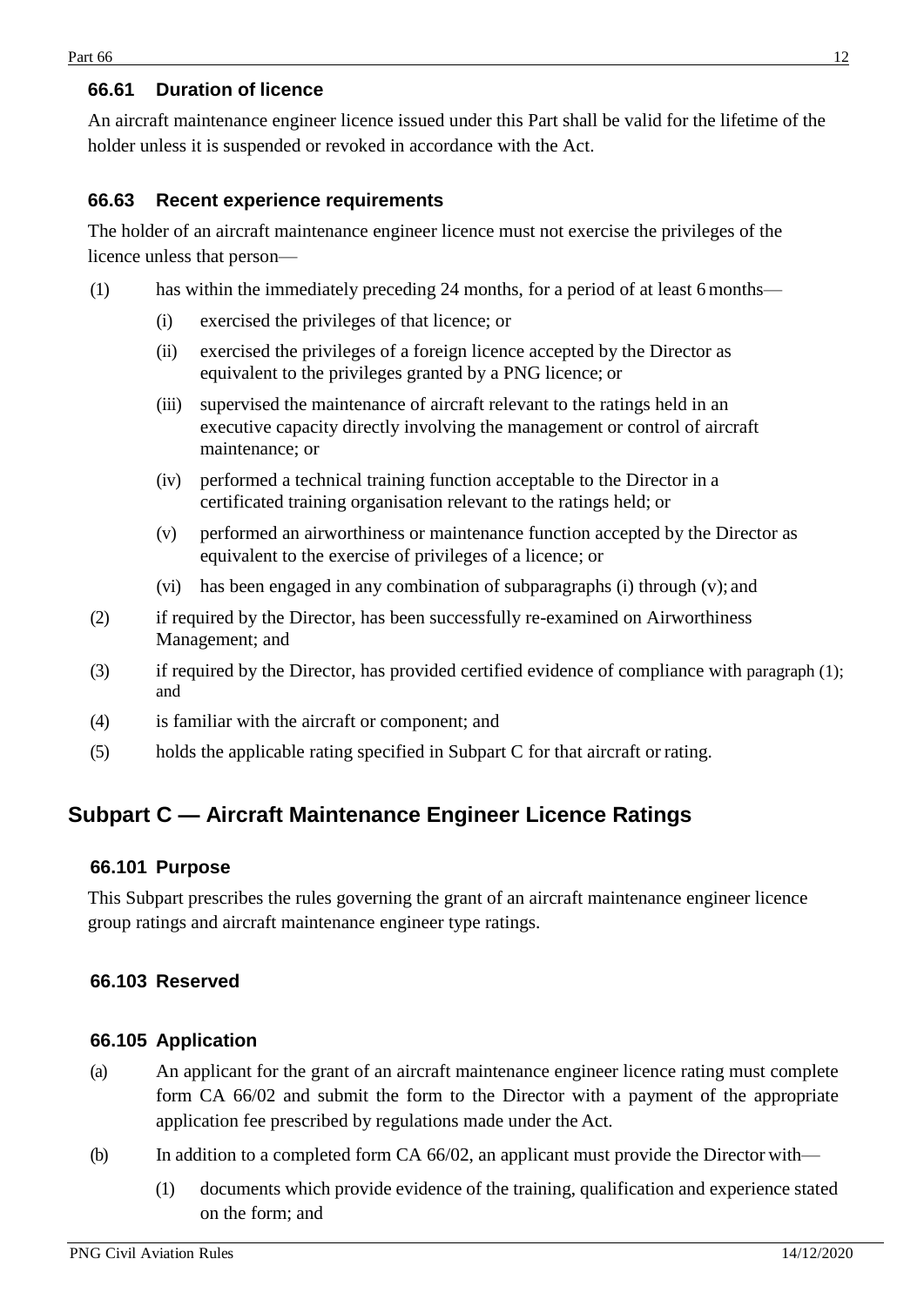### 66.61 Duration of licence

An aircraft maintenance engineer licence issued under this Part shall be valid for the lifetime of the holder unless it is suspended or revoked in accordance with the Act.

### 66.63 Recent experience requirements

The holder of an aircraft maintenance engineer licence must not exercise the privileges of the licence unless that person—

(1) has within the immediately preceding 24 months, for a period of at least 6 months—

- (i) exercised the privileges of that licence; or
- (ii) exercised the privileges of a foreign licence accepted by the Director as equivalent to the privileges granted by a PNG licence; or
- (iii) supervised the maintenance of aircraft relevant to the ratings held in an executive capacity directly involving the management or control of aircraft maintenance; or
- (iv) performed a technical training function acceptable to the Director in a certificated training organisation relevant to the ratings held; or
- (v) performed an airworthiness or maintenance function accepted by the Director as equivalent to the exercise of privileges of a licence; or
- (vi) has been engaged in any combination of subparagraphs (i) through (v); and

(2) if required by the Director, has been successfully re-examined on Airworthiness Management; and

(3) if required by the Director, has provided certified evidence of compliance with paragraph (1); and

(4) is familiar with the aircraft or component; and

(5) holds the applicable rating specified in Subpart C for that aircraft or rating.

## Subpart C — Aircraft Maintenance Engineer Licence Ratings

### 66.101 Purpose

This Subpart prescribes the rules governing the grant of an aircraft maintenance engineer licence group ratings and aircraft maintenance engineer type ratings.

### 66.103 Reserved

### 66.105 Application

(a) An applicant for the grant of an aircraft maintenance engineer licence rating must complete form CA 66/02 and submit the form to the Director with a payment of the appropriate application fee prescribed by regulations made under the Act.

(b) In addition to a completed form CA 66/02, an applicant must provide the Director with—

- (1) documents which provide evidence of the training, qualification and experience stated on the form; and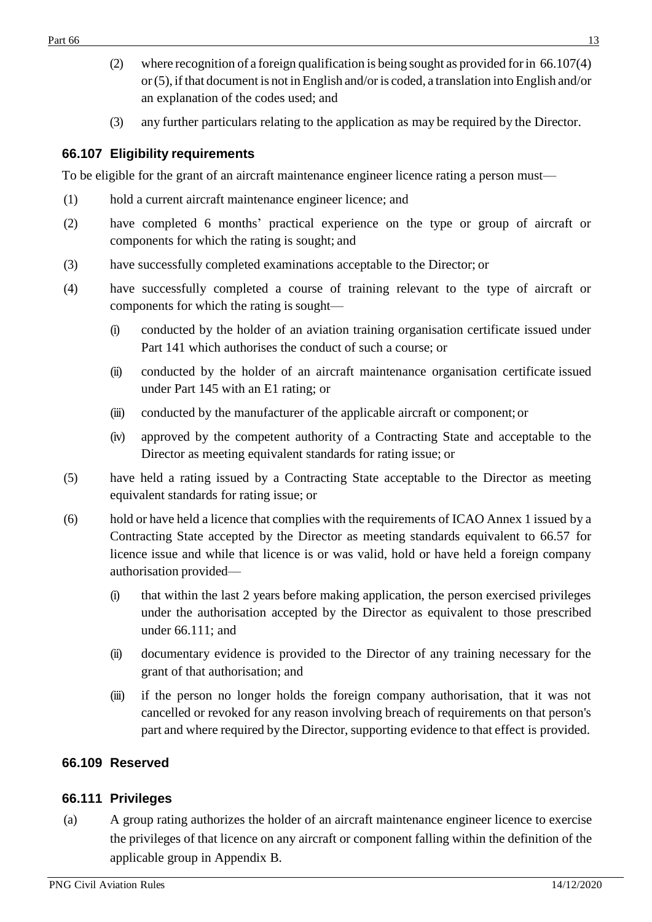(2) where recognition of a foreign qualification is being sought as provided for in 66.107(4) or (5), if that document is not in English and/or is coded, a translation into English and/or an explanation of the codes used; and

(3) any further particulars relating to the application as may be required by the Director.

### 66.107 Eligibility requirements

To be eligible for the grant of an aircraft maintenance engineer licence rating a person must—

(1) hold a current aircraft maintenance engineer licence; and

(2) have completed 6 months' practical experience on the type or group of aircraft or components for which the rating is sought; and

(3) have successfully completed examinations acceptable to the Director; or

(4) have successfully completed a course of training relevant to the type of aircraft or components for which the rating is sought—

  (i) conducted by the holder of an aviation training organisation certificate issued under Part 141 which authorises the conduct of such a course; or

  (ii) conducted by the holder of an aircraft maintenance organisation certificate issued under Part 145 with an E1 rating; or

  (iii) conducted by the manufacturer of the applicable aircraft or component; or

  (iv) approved by the competent authority of a Contracting State and acceptable to the Director as meeting equivalent standards for rating issue; or

(5) have held a rating issued by a Contracting State acceptable to the Director as meeting equivalent standards for rating issue; or

(6) hold or have held a licence that complies with the requirements of ICAO Annex 1 issued by a Contracting State accepted by the Director as meeting standards equivalent to 66.57 for licence issue and while that licence is or was valid, hold or have held a foreign company authorisation provided—

  (i) that within the last 2 years before making application, the person exercised privileges under the authorisation accepted by the Director as equivalent to those prescribed under 66.111; and

  (ii) documentary evidence is provided to the Director of any training necessary for the grant of that authorisation; and

  (iii) if the person no longer holds the foreign company authorisation, that it was not cancelled or revoked for any reason involving breach of requirements on that person's part and where required by the Director, supporting evidence to that effect is provided.

### 66.109 Reserved

### 66.111 Privileges

(a) A group rating authorizes the holder of an aircraft maintenance engineer licence to exercise the privileges of that licence on any aircraft or component falling within the definition of the applicable group in Appendix B.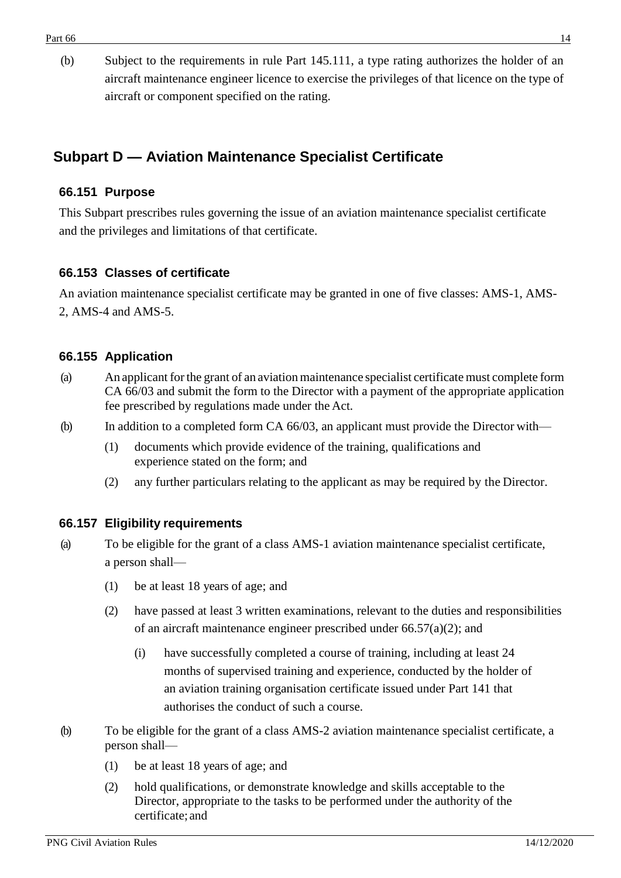(b) Subject to the requirements in rule Part 145.111, a type rating authorizes the holder of an aircraft maintenance engineer licence to exercise the privileges of that licence on the type of aircraft or component specified on the rating.

## Subpart D — Aviation Maintenance Specialist Certificate

### 66.151 Purpose

This Subpart prescribes rules governing the issue of an aviation maintenance specialist certificate and the privileges and limitations of that certificate.

### 66.153 Classes of certificate

An aviation maintenance specialist certificate may be granted in one of five classes: AMS-1, AMS-2, AMS-4 and AMS-5.

### 66.155 Application

(a) An applicant for the grant of an aviation maintenance specialist certificate must complete form CA 66/03 and submit the form to the Director with a payment of the appropriate application fee prescribed by regulations made under the Act.

(b) In addition to a completed form CA 66/03, an applicant must provide the Director with—

  (1) documents which provide evidence of the training, qualifications and experience stated on the form; and

  (2) any further particulars relating to the applicant as may be required by the Director.

### 66.157 Eligibility requirements

(a) To be eligible for the grant of a class AMS-1 aviation maintenance specialist certificate, a person shall—

  (1) be at least 18 years of age; and

  (2) have passed at least 3 written examinations, relevant to the duties and responsibilities of an aircraft maintenance engineer prescribed under 66.57(a)(2); and

    (i) have successfully completed a course of training, including at least 24 months of supervised training and experience, conducted by the holder of an aviation training organisation certificate issued under Part 141 that authorises the conduct of such a course.

(b) To be eligible for the grant of a class AMS-2 aviation maintenance specialist certificate, a person shall—

  (1) be at least 18 years of age; and

  (2) hold qualifications, or demonstrate knowledge and skills acceptable to the Director, appropriate to the tasks to be performed under the authority of the certificate; and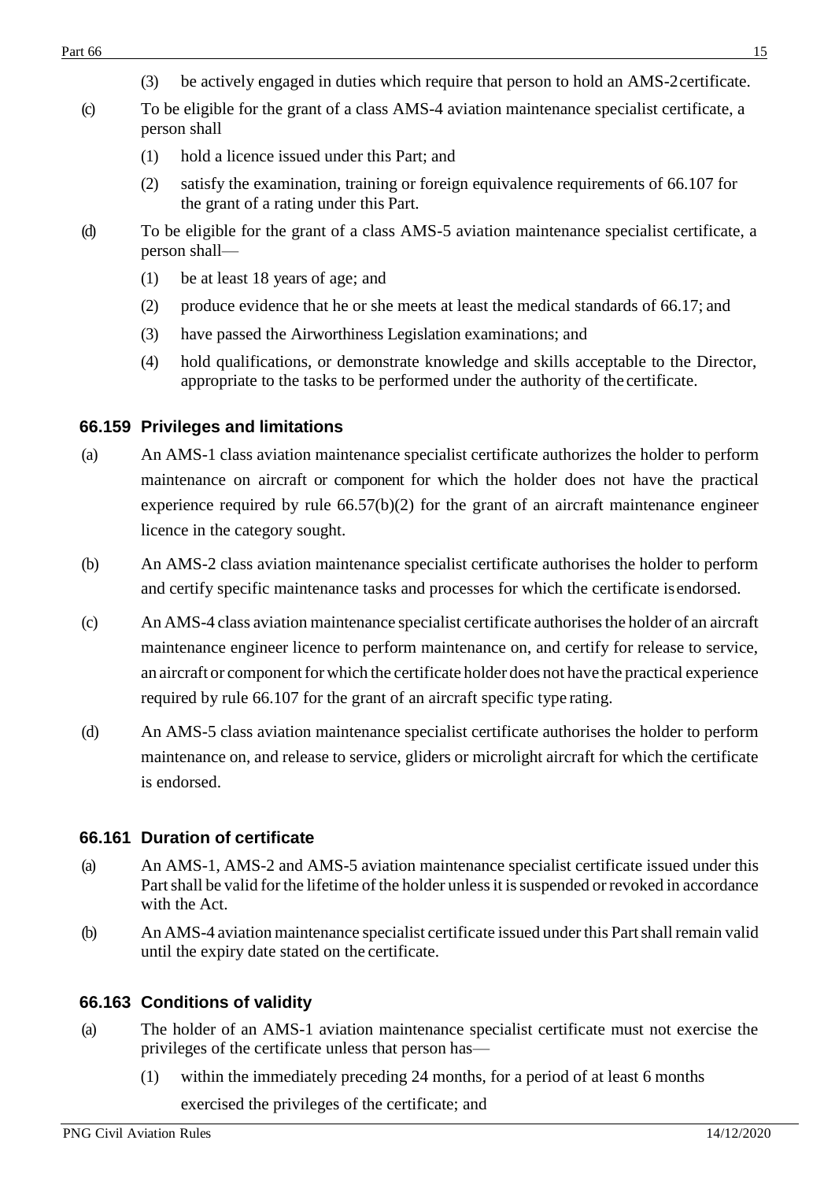(3) be actively engaged in duties which require that person to hold an AMS-2 certificate.

(c) To be eligible for the grant of a class AMS-4 aviation maintenance specialist certificate, a person shall

(1) hold a licence issued under this Part; and

(2) satisfy the examination, training or foreign equivalence requirements of 66.107 for the grant of a rating under this Part.

(d) To be eligible for the grant of a class AMS-5 aviation maintenance specialist certificate, a person shall—

(1) be at least 18 years of age; and

(2) produce evidence that he or she meets at least the medical standards of 66.17; and

(3) have passed the Airworthiness Legislation examinations; and

(4) hold qualifications, or demonstrate knowledge and skills acceptable to the Director, appropriate to the tasks to be performed under the authority of the certificate.

### 66.159 Privileges and limitations

(a) An AMS-1 class aviation maintenance specialist certificate authorizes the holder to perform maintenance on aircraft or component for which the holder does not have the practical experience required by rule 66.57(b)(2) for the grant of an aircraft maintenance engineer licence in the category sought.

(b) An AMS-2 class aviation maintenance specialist certificate authorises the holder to perform and certify specific maintenance tasks and processes for which the certificate is endorsed.

(c) An AMS-4 class aviation maintenance specialist certificate authorises the holder of an aircraft maintenance engineer licence to perform maintenance on, and certify for release to service, an aircraft or component for which the certificate holder does not have the practical experience required by rule 66.107 for the grant of an aircraft specific type rating.

(d) An AMS-5 class aviation maintenance specialist certificate authorises the holder to perform maintenance on, and release to service, gliders or microlight aircraft for which the certificate is endorsed.

### 66.161 Duration of certificate

(a) An AMS-1, AMS-2 and AMS-5 aviation maintenance specialist certificate issued under this Part shall be valid for the lifetime of the holder unless it is suspended or revoked in accordance with the Act.

(b) An AMS-4 aviation maintenance specialist certificate issued under this Part shall remain valid until the expiry date stated on the certificate.

### 66.163 Conditions of validity

(a) The holder of an AMS-1 aviation maintenance specialist certificate must not exercise the privileges of the certificate unless that person has—

(1) within the immediately preceding 24 months, for a period of at least 6 months exercised the privileges of the certificate; and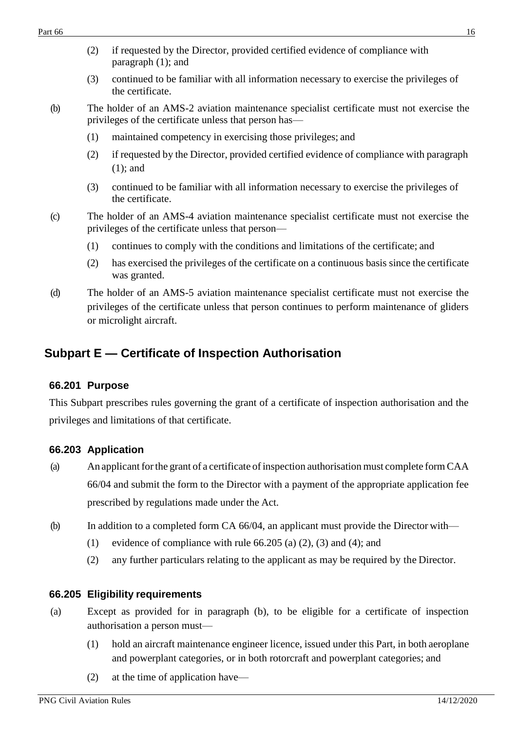(2) if requested by the Director, provided certified evidence of compliance with paragraph (1); and

(3) continued to be familiar with all information necessary to exercise the privileges of the certificate.

(b) The holder of an AMS-2 aviation maintenance specialist certificate must not exercise the privileges of the certificate unless that person has—

(1) maintained competency in exercising those privileges; and

(2) if requested by the Director, provided certified evidence of compliance with paragraph (1); and

(3) continued to be familiar with all information necessary to exercise the privileges of the certificate.

(c) The holder of an AMS-4 aviation maintenance specialist certificate must not exercise the privileges of the certificate unless that person—

(1) continues to comply with the conditions and limitations of the certificate; and

(2) has exercised the privileges of the certificate on a continuous basis since the certificate was granted.

(d) The holder of an AMS-5 aviation maintenance specialist certificate must not exercise the privileges of the certificate unless that person continues to perform maintenance of gliders or microlight aircraft.

## Subpart E — Certificate of Inspection Authorisation

### 66.201 Purpose

This Subpart prescribes rules governing the grant of a certificate of inspection authorisation and the privileges and limitations of that certificate.

### 66.203 Application

(a) An applicant for the grant of a certificate of inspection authorisation must complete form CAA 66/04 and submit the form to the Director with a payment of the appropriate application fee prescribed by regulations made under the Act.

(b) In addition to a completed form CA 66/04, an applicant must provide the Director with—

(1) evidence of compliance with rule 66.205 (a) (2), (3) and (4); and

(2) any further particulars relating to the applicant as may be required by the Director.

### 66.205 Eligibility requirements

(a) Except as provided for in paragraph (b), to be eligible for a certificate of inspection authorisation a person must—

(1) hold an aircraft maintenance engineer licence, issued under this Part, in both aeroplane and powerplant categories, or in both rotorcraft and powerplant categories; and

(2) at the time of application have—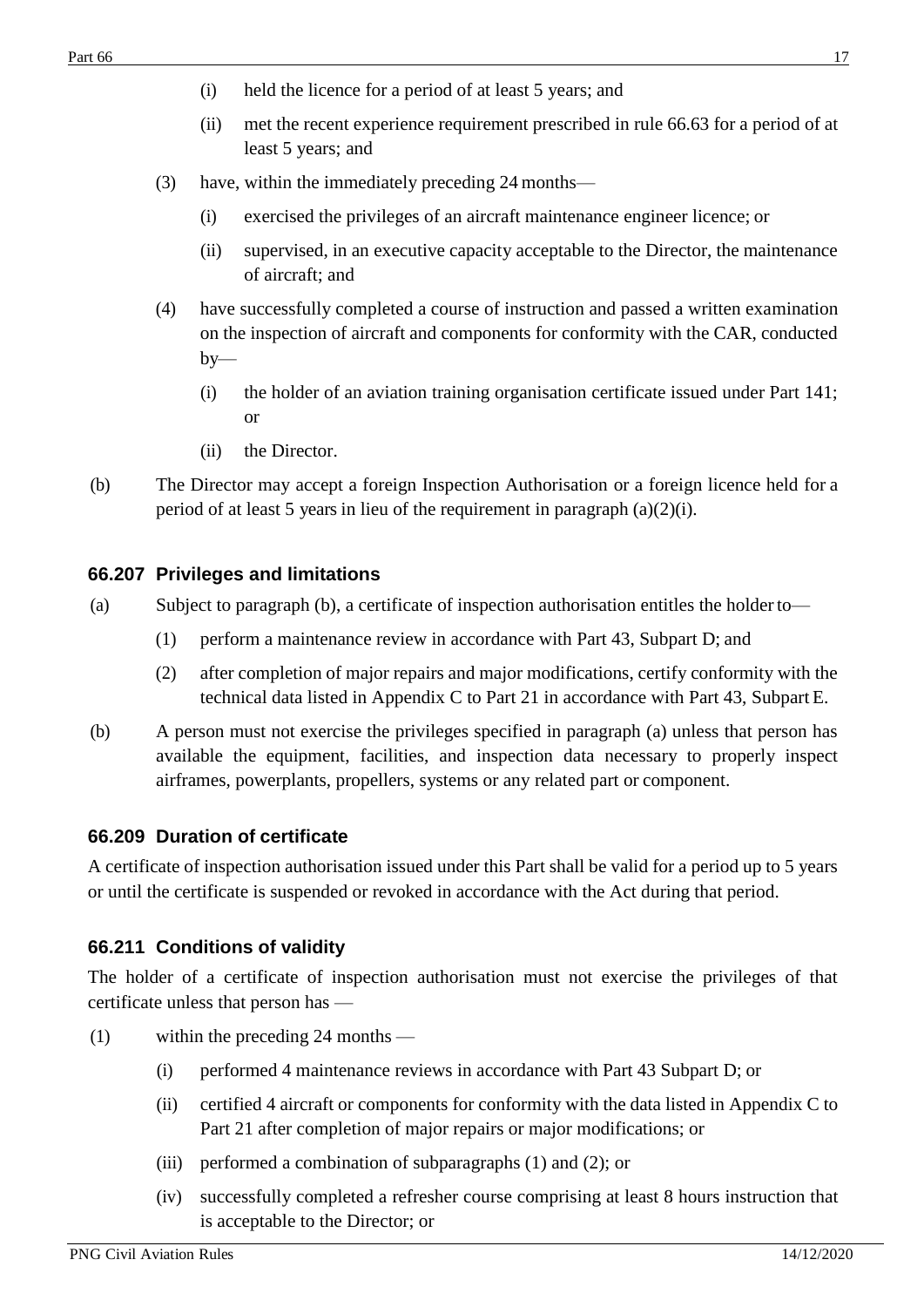(i) held the licence for a period of at least 5 years; and

(ii) met the recent experience requirement prescribed in rule 66.63 for a period of at least 5 years; and

(3) have, within the immediately preceding 24 months—

(i) exercised the privileges of an aircraft maintenance engineer licence; or

(ii) supervised, in an executive capacity acceptable to the Director, the maintenance of aircraft; and

(4) have successfully completed a course of instruction and passed a written examination on the inspection of aircraft and components for conformity with the CAR, conducted by—

(i) the holder of an aviation training organisation certificate issued under Part 141; or

(ii) the Director.

(b) The Director may accept a foreign Inspection Authorisation or a foreign licence held for a period of at least 5 years in lieu of the requirement in paragraph (a)(2)(i).

### 66.207 Privileges and limitations

(a) Subject to paragraph (b), a certificate of inspection authorisation entitles the holder to—

(1) perform a maintenance review in accordance with Part 43, Subpart D; and

(2) after completion of major repairs and major modifications, certify conformity with the technical data listed in Appendix C to Part 21 in accordance with Part 43, Subpart E.

(b) A person must not exercise the privileges specified in paragraph (a) unless that person has available the equipment, facilities, and inspection data necessary to properly inspect airframes, powerplants, propellers, systems or any related part or component.

### 66.209 Duration of certificate

A certificate of inspection authorisation issued under this Part shall be valid for a period up to 5 years or until the certificate is suspended or revoked in accordance with the Act during that period.

### 66.211 Conditions of validity

The holder of a certificate of inspection authorisation must not exercise the privileges of that certificate unless that person has —

(1) within the preceding 24 months —

(i) performed 4 maintenance reviews in accordance with Part 43 Subpart D; or

(ii) certified 4 aircraft or components for conformity with the data listed in Appendix C to Part 21 after completion of major repairs or major modifications; or

(iii) performed a combination of subparagraphs (1) and (2); or

(iv) successfully completed a refresher course comprising at least 8 hours instruction that is acceptable to the Director; or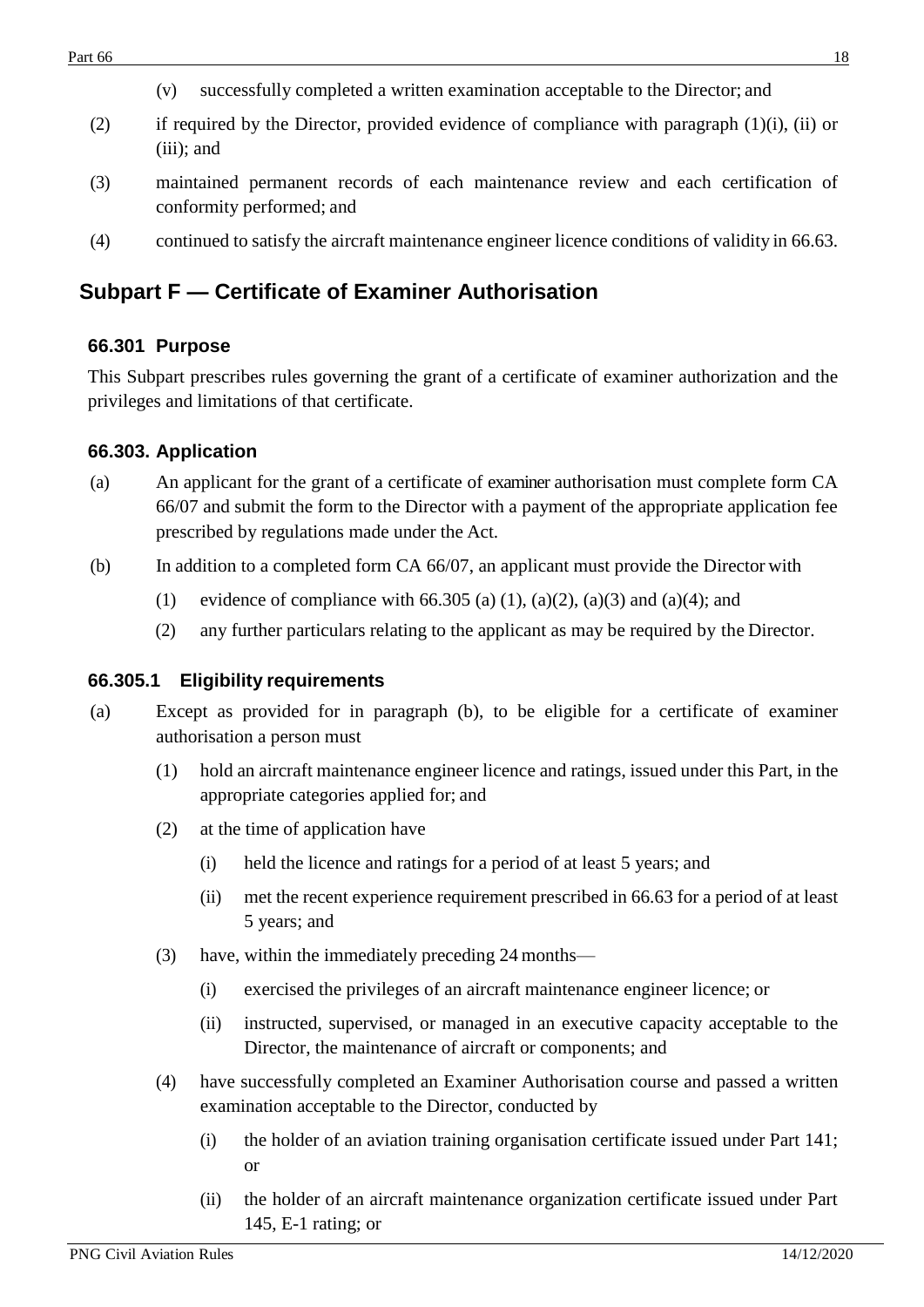(v) successfully completed a written examination acceptable to the Director; and

(2) if required by the Director, provided evidence of compliance with paragraph (1)(i), (ii) or (iii); and

(3) maintained permanent records of each maintenance review and each certification of conformity performed; and

(4) continued to satisfy the aircraft maintenance engineer licence conditions of validity in 66.63.

## Subpart F — Certificate of Examiner Authorisation

### 66.301 Purpose

This Subpart prescribes rules governing the grant of a certificate of examiner authorization and the privileges and limitations of that certificate.

### 66.303. Application

(a) An applicant for the grant of a certificate of examiner authorisation must complete form CA 66/07 and submit the form to the Director with a payment of the appropriate application fee prescribed by regulations made under the Act.

(b) In addition to a completed form CA 66/07, an applicant must provide the Director with

   (1) evidence of compliance with 66.305 (a) (1), (a)(2), (a)(3) and (a)(4); and

   (2) any further particulars relating to the applicant as may be required by the Director.

### 66.305.1 Eligibility requirements

(a) Except as provided for in paragraph (b), to be eligible for a certificate of examiner authorisation a person must

   (1) hold an aircraft maintenance engineer licence and ratings, issued under this Part, in the appropriate categories applied for; and

   (2) at the time of application have

      (i) held the licence and ratings for a period of at least 5 years; and

      (ii) met the recent experience requirement prescribed in 66.63 for a period of at least 5 years; and

   (3) have, within the immediately preceding 24 months—

      (i) exercised the privileges of an aircraft maintenance engineer licence; or

      (ii) instructed, supervised, or managed in an executive capacity acceptable to the Director, the maintenance of aircraft or components; and

   (4) have successfully completed an Examiner Authorisation course and passed a written examination acceptable to the Director, conducted by

      (i) the holder of an aviation training organisation certificate issued under Part 141; or

      (ii) the holder of an aircraft maintenance organization certificate issued under Part 145, E-1 rating; or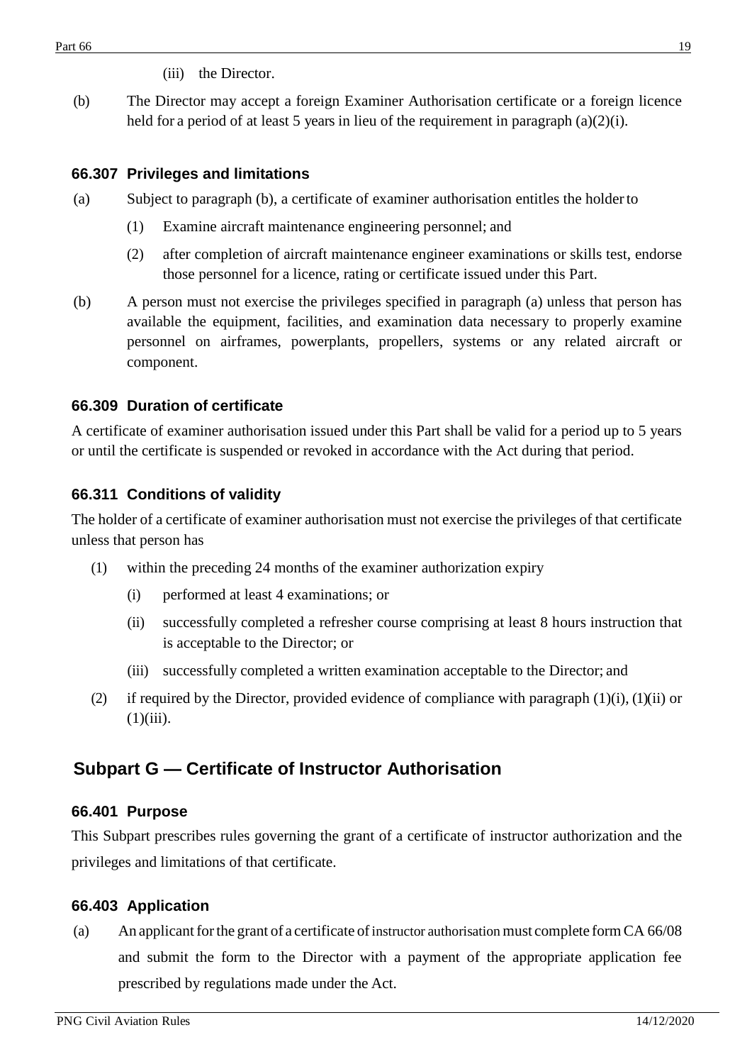(iii) the Director.

(b) The Director may accept a foreign Examiner Authorisation certificate or a foreign licence held for a period of at least 5 years in lieu of the requirement in paragraph (a)(2)(i).

### 66.307 Privileges and limitations

(a) Subject to paragraph (b), a certificate of examiner authorisation entitles the holder to

(1) Examine aircraft maintenance engineering personnel; and

(2) after completion of aircraft maintenance engineer examinations or skills test, endorse those personnel for a licence, rating or certificate issued under this Part.

(b) A person must not exercise the privileges specified in paragraph (a) unless that person has available the equipment, facilities, and examination data necessary to properly examine personnel on airframes, powerplants, propellers, systems or any related aircraft or component.

### 66.309 Duration of certificate

A certificate of examiner authorisation issued under this Part shall be valid for a period up to 5 years or until the certificate is suspended or revoked in accordance with the Act during that period.

### 66.311 Conditions of validity

The holder of a certificate of examiner authorisation must not exercise the privileges of that certificate unless that person has

(1) within the preceding 24 months of the examiner authorization expiry

(i) performed at least 4 examinations; or

(ii) successfully completed a refresher course comprising at least 8 hours instruction that is acceptable to the Director; or

(iii) successfully completed a written examination acceptable to the Director; and

(2) if required by the Director, provided evidence of compliance with paragraph (1)(i), (1)(ii) or (1)(iii).

## Subpart G — Certificate of Instructor Authorisation

### 66.401 Purpose

This Subpart prescribes rules governing the grant of a certificate of instructor authorization and the privileges and limitations of that certificate.

### 66.403 Application

(a) An applicant for the grant of a certificate of instructor authorisation must complete form CA 66/08 and submit the form to the Director with a payment of the appropriate application fee prescribed by regulations made under the Act.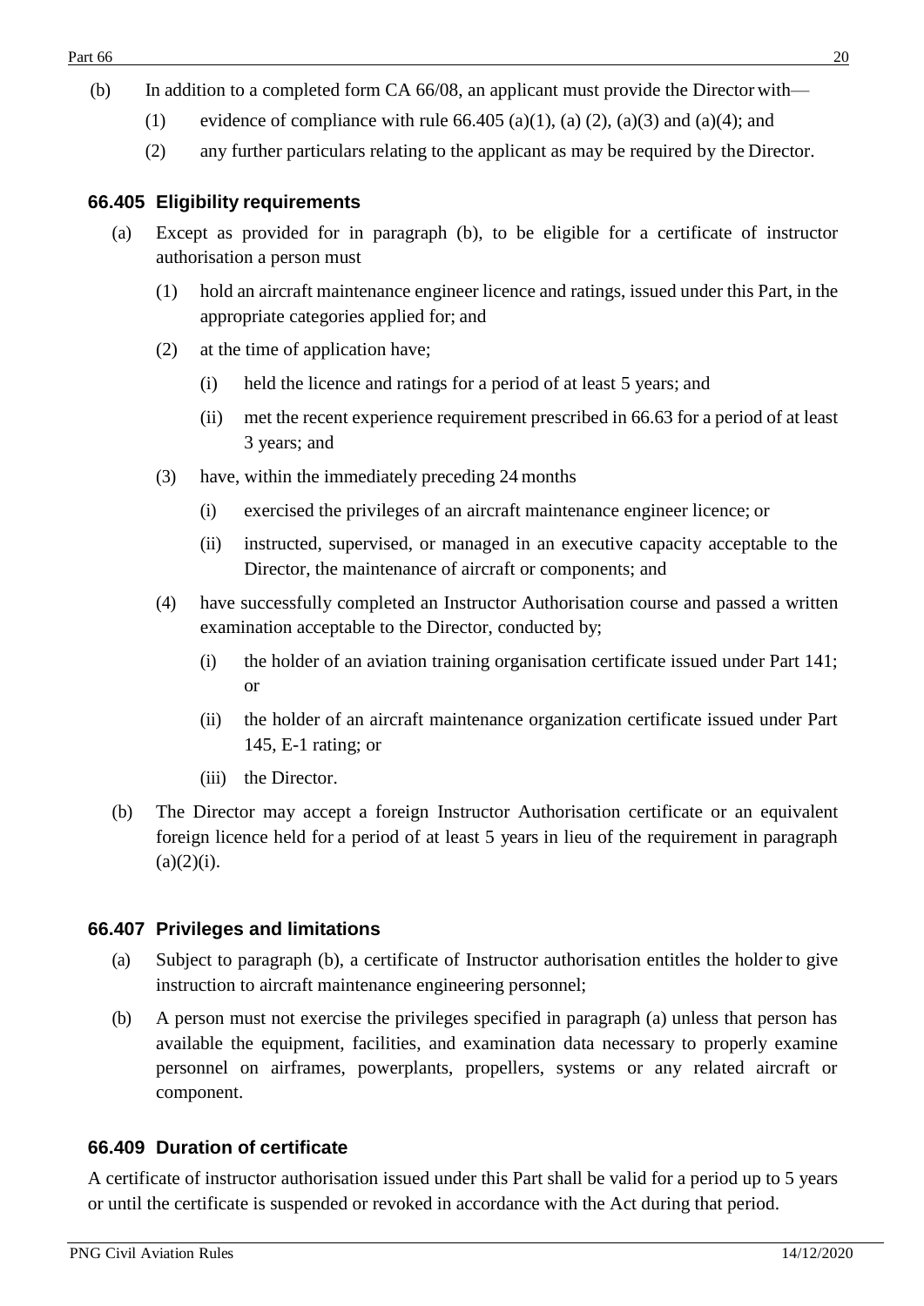(b) In addition to a completed form CA 66/08, an applicant must provide the Director with—

   (1) evidence of compliance with rule 66.405 (a)(1), (a) (2), (a)(3) and (a)(4); and

   (2) any further particulars relating to the applicant as may be required by the Director.

### 66.405 Eligibility requirements

(a) Except as provided for in paragraph (b), to be eligible for a certificate of instructor authorisation a person must

   (1) hold an aircraft maintenance engineer licence and ratings, issued under this Part, in the appropriate categories applied for; and

   (2) at the time of application have;

      (i) held the licence and ratings for a period of at least 5 years; and

      (ii) met the recent experience requirement prescribed in 66.63 for a period of at least 3 years; and

   (3) have, within the immediately preceding 24 months

      (i) exercised the privileges of an aircraft maintenance engineer licence; or

      (ii) instructed, supervised, or managed in an executive capacity acceptable to the Director, the maintenance of aircraft or components; and

   (4) have successfully completed an Instructor Authorisation course and passed a written examination acceptable to the Director, conducted by;

      (i) the holder of an aviation training organisation certificate issued under Part 141; or

      (ii) the holder of an aircraft maintenance organization certificate issued under Part 145, E-1 rating; or

      (iii) the Director.

(b) The Director may accept a foreign Instructor Authorisation certificate or an equivalent foreign licence held for a period of at least 5 years in lieu of the requirement in paragraph (a)(2)(i).

### 66.407 Privileges and limitations

(a) Subject to paragraph (b), a certificate of Instructor authorisation entitles the holder to give instruction to aircraft maintenance engineering personnel;

(b) A person must not exercise the privileges specified in paragraph (a) unless that person has available the equipment, facilities, and examination data necessary to properly examine personnel on airframes, powerplants, propellers, systems or any related aircraft or component.

### 66.409 Duration of certificate

A certificate of instructor authorisation issued under this Part shall be valid for a period up to 5 years or until the certificate is suspended or revoked in accordance with the Act during that period.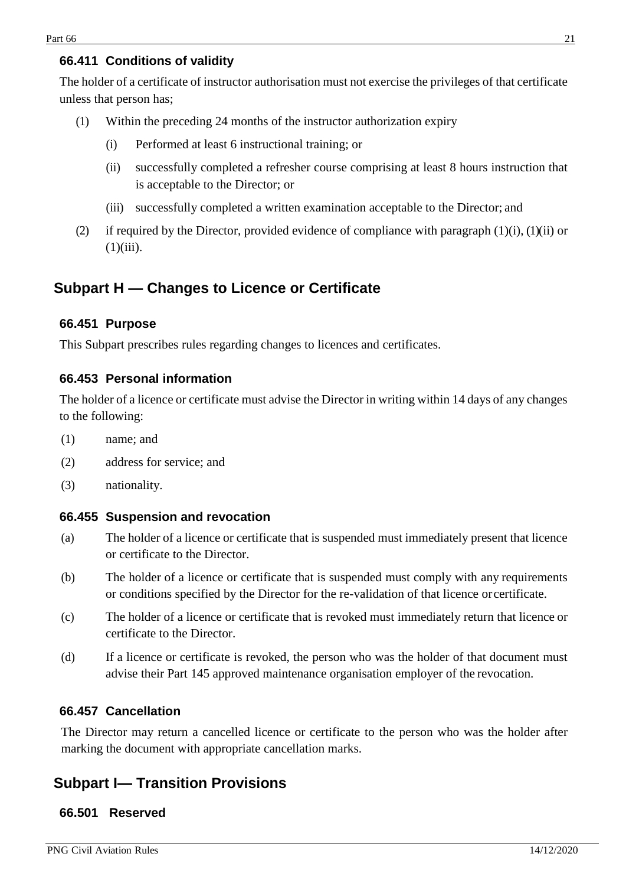### 66.411 Conditions of validity

The holder of a certificate of instructor authorisation must not exercise the privileges of that certificate unless that person has;

(1) Within the preceding 24 months of the instructor authorization expiry

  (i) Performed at least 6 instructional training; or

  (ii) successfully completed a refresher course comprising at least 8 hours instruction that is acceptable to the Director; or

  (iii) successfully completed a written examination acceptable to the Director; and

(2) if required by the Director, provided evidence of compliance with paragraph (1)(i), (1)(ii) or (1)(iii).

## Subpart H — Changes to Licence or Certificate

### 66.451 Purpose

This Subpart prescribes rules regarding changes to licences and certificates.

### 66.453 Personal information

The holder of a licence or certificate must advise the Director in writing within 14 days of any changes to the following:

(1) name; and

(2) address for service; and

(3) nationality.

### 66.455 Suspension and revocation

(a) The holder of a licence or certificate that is suspended must immediately present that licence or certificate to the Director.

(b) The holder of a licence or certificate that is suspended must comply with any requirements or conditions specified by the Director for the re-validation of that licence or certificate.

(c) The holder of a licence or certificate that is revoked must immediately return that licence or certificate to the Director.

(d) If a licence or certificate is revoked, the person who was the holder of that document must advise their Part 145 approved maintenance organisation employer of the revocation.

### 66.457 Cancellation

The Director may return a cancelled licence or certificate to the person who was the holder after marking the document with appropriate cancellation marks.

## Subpart I— Transition Provisions

### 66.501 Reserved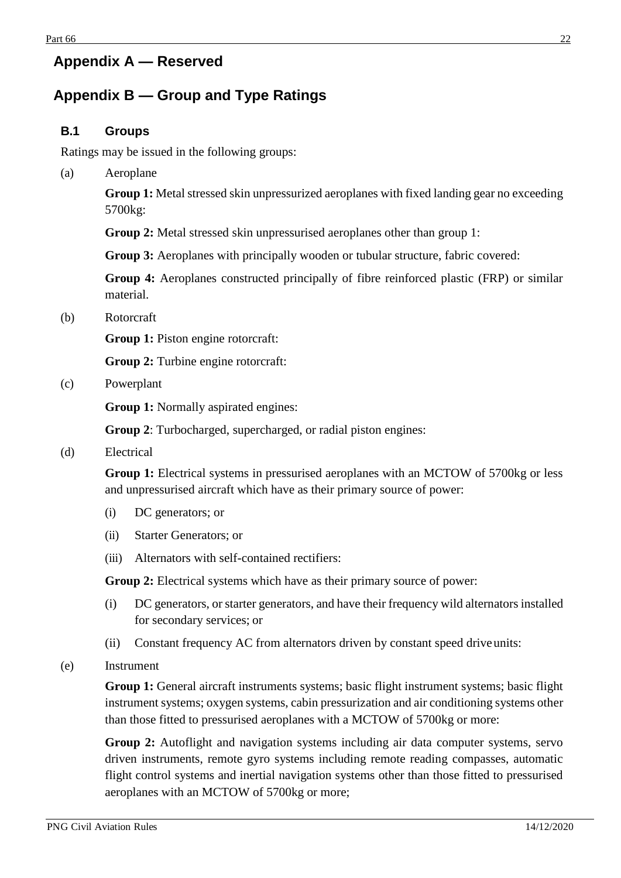## Appendix A — Reserved

## Appendix B — Group and Type Ratings

### B.1 Groups

Ratings may be issued in the following groups:

(a) Aeroplane

**Group 1:** Metal stressed skin unpressurized aeroplanes with fixed landing gear no exceeding 5700kg:

**Group 2:** Metal stressed skin unpressurised aeroplanes other than group 1:

**Group 3:** Aeroplanes with principally wooden or tubular structure, fabric covered:

**Group 4:** Aeroplanes constructed principally of fibre reinforced plastic (FRP) or similar material.

(b) Rotorcraft

**Group 1:** Piston engine rotorcraft:

**Group 2:** Turbine engine rotorcraft:

(c) Powerplant

**Group 1:** Normally aspirated engines:

**Group 2**: Turbocharged, supercharged, or radial piston engines:

(d) Electrical

**Group 1:** Electrical systems in pressurised aeroplanes with an MCTOW of 5700kg or less and unpressurised aircraft which have as their primary source of power:

(i) DC generators; or

(ii) Starter Generators; or

(iii) Alternators with self-contained rectifiers:

**Group 2:** Electrical systems which have as their primary source of power:

(i) DC generators, or starter generators, and have their frequency wild alternators installed for secondary services; or

(ii) Constant frequency AC from alternators driven by constant speed drive units:

(e) Instrument

**Group 1:** General aircraft instruments systems; basic flight instrument systems; basic flight instrument systems; oxygen systems, cabin pressurization and air conditioning systems other than those fitted to pressurised aeroplanes with a MCTOW of 5700kg or more:

**Group 2:** Autoflight and navigation systems including air data computer systems, servo driven instruments, remote gyro systems including remote reading compasses, automatic flight control systems and inertial navigation systems other than those fitted to pressurised aeroplanes with an MCTOW of 5700kg or more;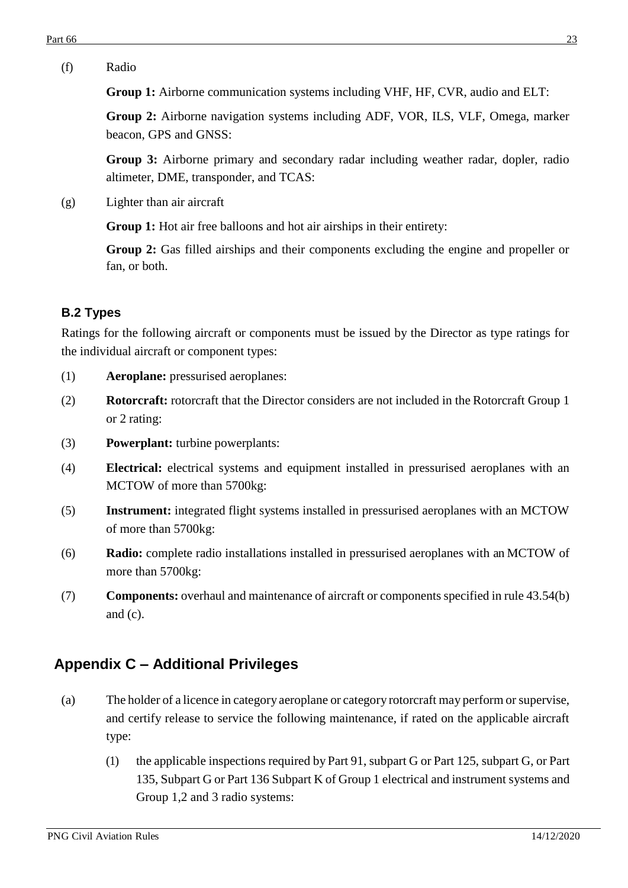(f) Radio

**Group 1:** Airborne communication systems including VHF, HF, CVR, audio and ELT:

**Group 2:** Airborne navigation systems including ADF, VOR, ILS, VLF, Omega, marker beacon, GPS and GNSS:

**Group 3:** Airborne primary and secondary radar including weather radar, dopler, radio altimeter, DME, transponder, and TCAS:

(g) Lighter than air aircraft

**Group 1:** Hot air free balloons and hot air airships in their entirety:

**Group 2:** Gas filled airships and their components excluding the engine and propeller or fan, or both.

### B.2 Types

Ratings for the following aircraft or components must be issued by the Director as type ratings for the individual aircraft or component types:

(1) **Aeroplane:** pressurised aeroplanes:

(2) **Rotorcraft:** rotorcraft that the Director considers are not included in the Rotorcraft Group 1 or 2 rating:

(3) **Powerplant:** turbine powerplants:

(4) **Electrical:** electrical systems and equipment installed in pressurised aeroplanes with an MCTOW of more than 5700kg:

(5) **Instrument:** integrated flight systems installed in pressurised aeroplanes with an MCTOW of more than 5700kg:

(6) **Radio:** complete radio installations installed in pressurised aeroplanes with an MCTOW of more than 5700kg:

(7) **Components:** overhaul and maintenance of aircraft or components specified in rule 43.54(b) and (c).

## Appendix C – Additional Privileges

(a) The holder of a licence in category aeroplane or category rotorcraft may perform or supervise, and certify release to service the following maintenance, if rated on the applicable aircraft type:

   (1) the applicable inspections required by Part 91, subpart G or Part 125, subpart G, or Part 135, Subpart G or Part 136 Subpart K of Group 1 electrical and instrument systems and Group 1,2 and 3 radio systems: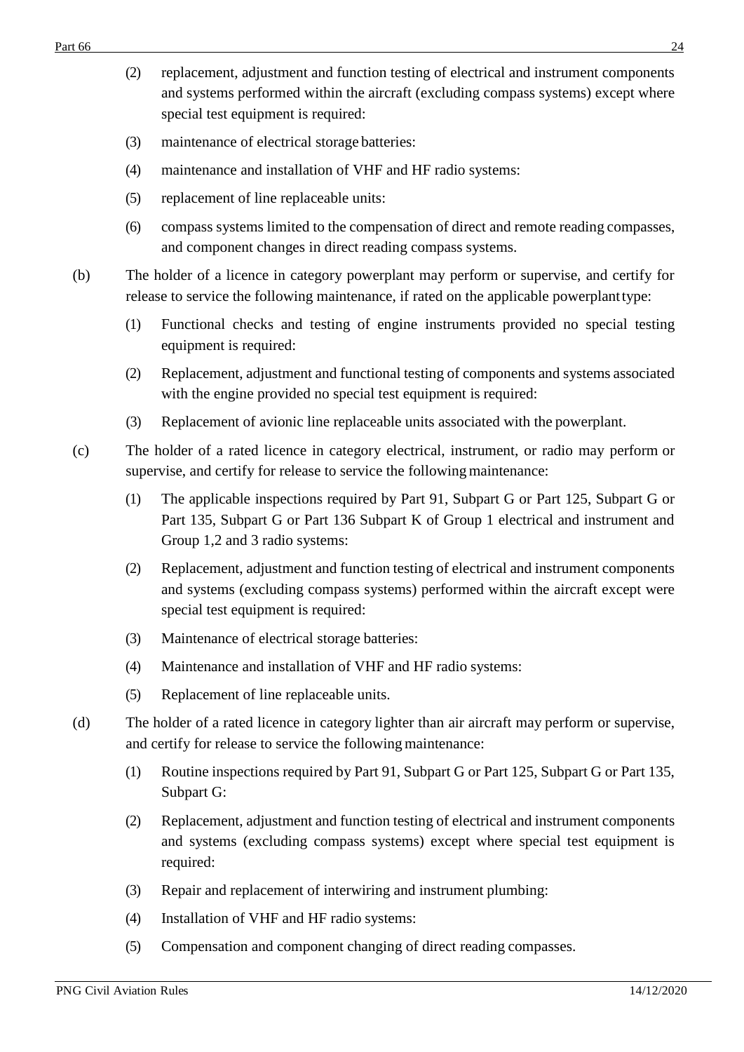(2) replacement, adjustment and function testing of electrical and instrument components and systems performed within the aircraft (excluding compass systems) except where special test equipment is required:

(3) maintenance of electrical storage batteries:

(4) maintenance and installation of VHF and HF radio systems:

(5) replacement of line replaceable units:

(6) compass systems limited to the compensation of direct and remote reading compasses, and component changes in direct reading compass systems.

(b) The holder of a licence in category powerplant may perform or supervise, and certify for release to service the following maintenance, if rated on the applicable powerplant type:

(1) Functional checks and testing of engine instruments provided no special testing equipment is required:

(2) Replacement, adjustment and functional testing of components and systems associated with the engine provided no special test equipment is required:

(3) Replacement of avionic line replaceable units associated with the powerplant.

(c) The holder of a rated licence in category electrical, instrument, or radio may perform or supervise, and certify for release to service the following maintenance:

(1) The applicable inspections required by Part 91, Subpart G or Part 125, Subpart G or Part 135, Subpart G or Part 136 Subpart K of Group 1 electrical and instrument and Group 1,2 and 3 radio systems:

(2) Replacement, adjustment and function testing of electrical and instrument components and systems (excluding compass systems) performed within the aircraft except were special test equipment is required:

(3) Maintenance of electrical storage batteries:

(4) Maintenance and installation of VHF and HF radio systems:

(5) Replacement of line replaceable units.

(d) The holder of a rated licence in category lighter than air aircraft may perform or supervise, and certify for release to service the following maintenance:

(1) Routine inspections required by Part 91, Subpart G or Part 125, Subpart G or Part 135, Subpart G:

(2) Replacement, adjustment and function testing of electrical and instrument components and systems (excluding compass systems) except where special test equipment is required:

(3) Repair and replacement of interwiring and instrument plumbing:

(4) Installation of VHF and HF radio systems:

(5) Compensation and component changing of direct reading compasses.